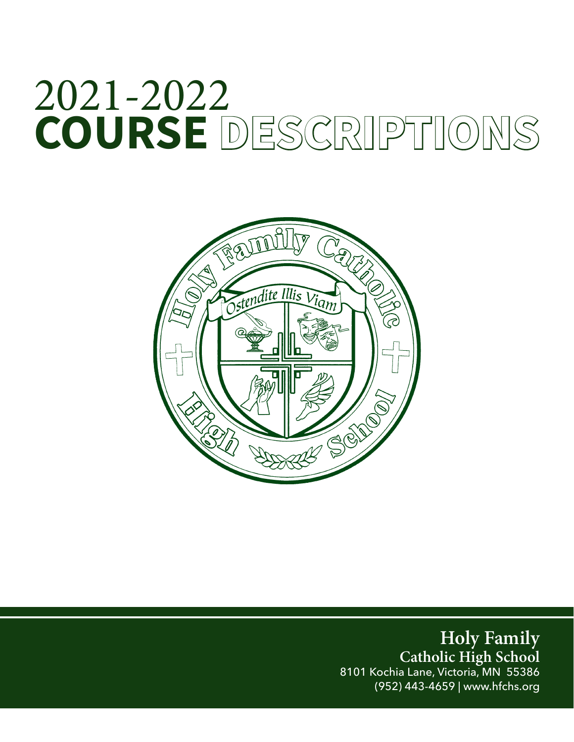# 2021-2022 COURSE DESCRIPTIONS

Holy Family Catholic High School

Ostendite Illis Viam

**Holy Family**
**Catholic High School**
8101 Kochia Lane, Victoria, MN 55386
(952) 443-4659 | www.hfchs.org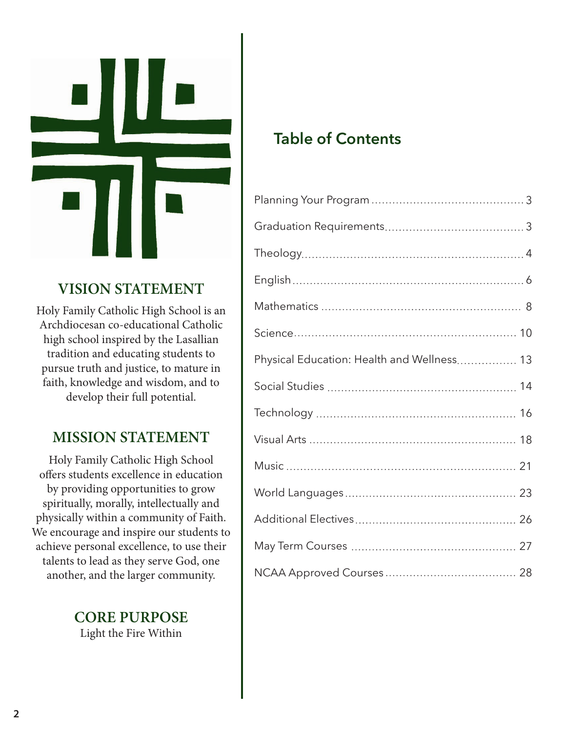## VISION STATEMENT

Holy Family Catholic High School is an Archdiocesan co-educational Catholic high school inspired by the Lasallian tradition and educating students to pursue truth and justice, to mature in faith, knowledge and wisdom, and to develop their full potential.

## MISSION STATEMENT

Holy Family Catholic High School offers students excellence in education by providing opportunities to grow spiritually, morally, intellectually and physically within a community of Faith. We encourage and inspire our students to achieve personal excellence, to use their talents to lead as they serve God, one another, and the larger community.

## CORE PURPOSE

Light the Fire Within

## Table of Contents

| Section | Page |
|---|---|
| Planning Your Program | 3 |
| Graduation Requirements | 3 |
| Theology | 4 |
| English | 6 |
| Mathematics | 8 |
| Science | 10 |
| Physical Education: Health and Wellness | 13 |
| Social Studies | 14 |
| Technology | 16 |
| Visual Arts | 18 |
| Music | 21 |
| World Languages | 23 |
| Additional Electives | 26 |
| May Term Courses | 27 |
| NCAA Approved Courses | 28 |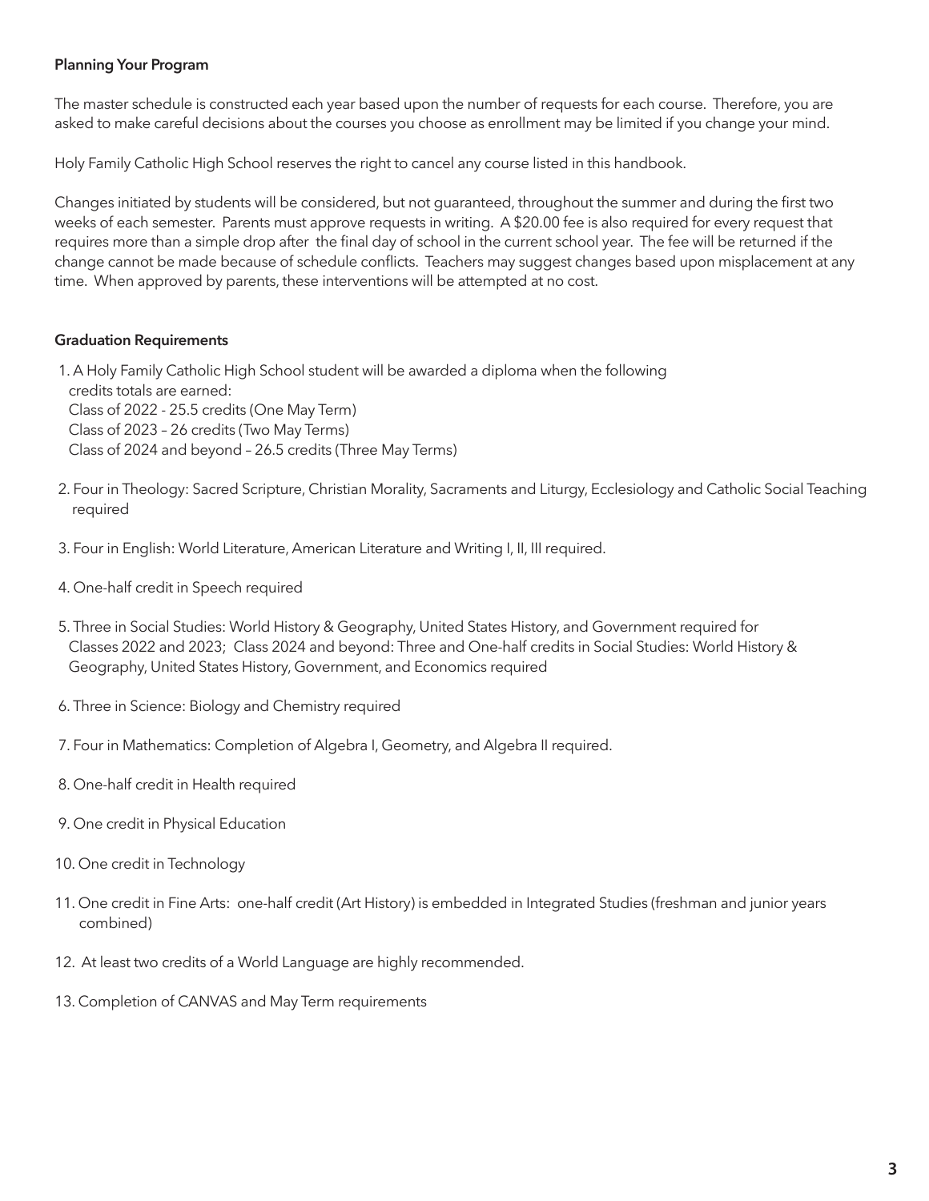**Planning Your Program**

The master schedule is constructed each year based upon the number of requests for each course. Therefore, you are asked to make careful decisions about the courses you choose as enrollment may be limited if you change your mind.

Holy Family Catholic High School reserves the right to cancel any course listed in this handbook.

Changes initiated by students will be considered, but not guaranteed, throughout the summer and during the first two weeks of each semester. Parents must approve requests in writing. A $20.00 fee is also required for every request that requires more than a simple drop after the final day of school in the current school year. The fee will be returned if the change cannot be made because of schedule conflicts. Teachers may suggest changes based upon misplacement at any time. When approved by parents, these interventions will be attempted at no cost.

**Graduation Requirements**

1. A Holy Family Catholic High School student will be awarded a diploma when the following credits totals are earned:
   Class of 2022 - 25.5 credits (One May Term)
   Class of 2023 – 26 credits (Two May Terms)
   Class of 2024 and beyond – 26.5 credits (Three May Terms)

2. Four in Theology: Sacred Scripture, Christian Morality, Sacraments and Liturgy, Ecclesiology and Catholic Social Teaching required

3. Four in English: World Literature, American Literature and Writing I, II, III required.

4. One-half credit in Speech required

5. Three in Social Studies: World History & Geography, United States History, and Government required for Classes 2022 and 2023; Class 2024 and beyond: Three and One-half credits in Social Studies: World History & Geography, United States History, Government, and Economics required

6. Three in Science: Biology and Chemistry required

7. Four in Mathematics: Completion of Algebra I, Geometry, and Algebra II required.

8. One-half credit in Health required

9. One credit in Physical Education

10. One credit in Technology

11. One credit in Fine Arts: one-half credit (Art History) is embedded in Integrated Studies (freshman and junior years combined)

12. At least two credits of a World Language are highly recommended.

13. Completion of CANVAS and May Term requirements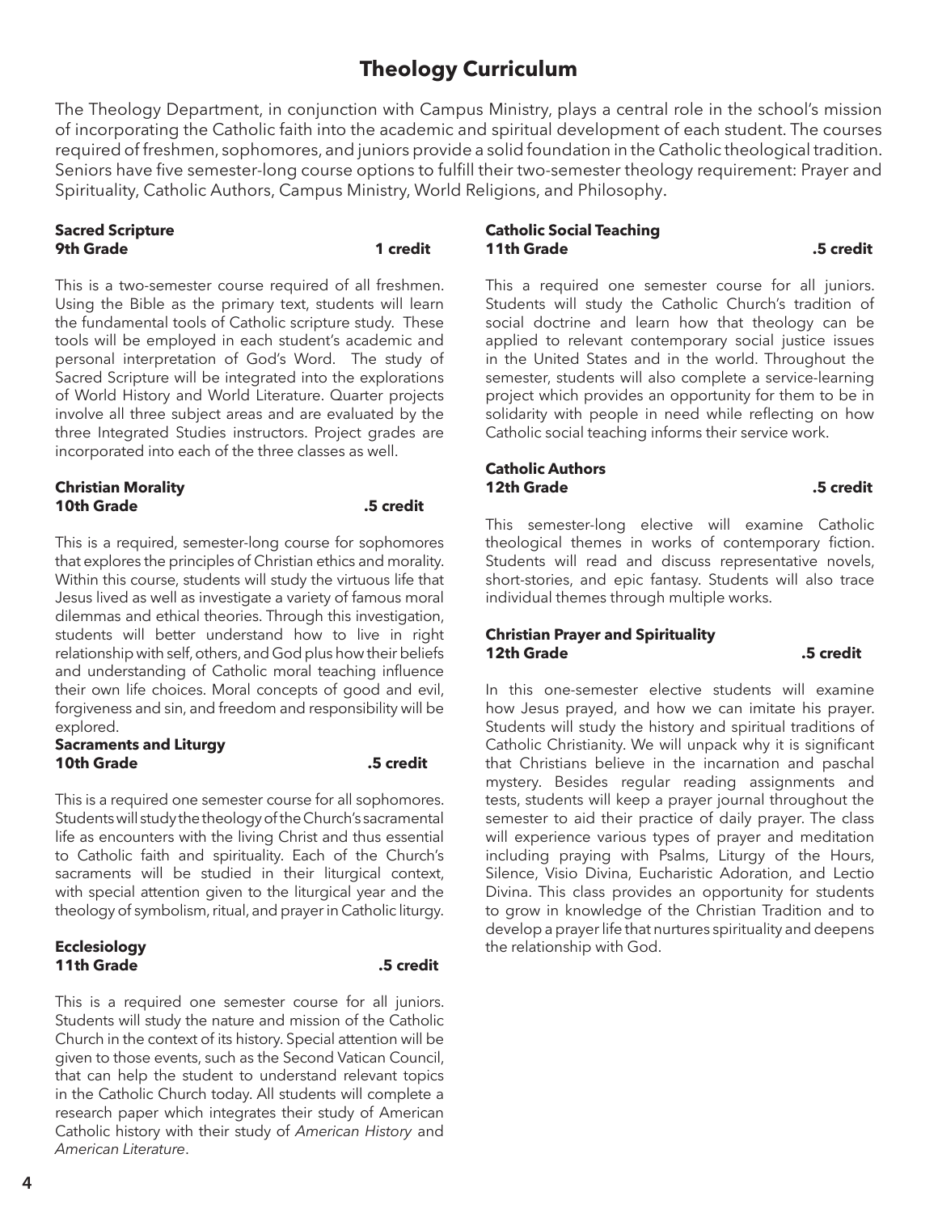# Theology Curriculum

The Theology Department, in conjunction with Campus Ministry, plays a central role in the school's mission of incorporating the Catholic faith into the academic and spiritual development of each student. The courses required of freshmen, sophomores, and juniors provide a solid foundation in the Catholic theological tradition. Seniors have five semester-long course options to fulfill their two-semester theology requirement: Prayer and Spirituality, Catholic Authors, Campus Ministry, World Religions, and Philosophy.

**Sacred Scripture**
**9th Grade** **1 credit**

This is a two-semester course required of all freshmen. Using the Bible as the primary text, students will learn the fundamental tools of Catholic scripture study. These tools will be employed in each student's academic and personal interpretation of God's Word. The study of Sacred Scripture will be integrated into the explorations of World History and World Literature. Quarter projects involve all three subject areas and are evaluated by the three Integrated Studies instructors. Project grades are incorporated into each of the three classes as well.

**Christian Morality**
**10th Grade** **.5 credit**

This is a required, semester-long course for sophomores that explores the principles of Christian ethics and morality. Within this course, students will study the virtuous life that Jesus lived as well as investigate a variety of famous moral dilemmas and ethical theories. Through this investigation, students will better understand how to live in right relationship with self, others, and God plus how their beliefs and understanding of Catholic moral teaching influence their own life choices. Moral concepts of good and evil, forgiveness and sin, and freedom and responsibility will be explored.

**Sacraments and Liturgy**
**10th Grade** **.5 credit**

This is a required one semester course for all sophomores. Students will study the theology of the Church's sacramental life as encounters with the living Christ and thus essential to Catholic faith and spirituality. Each of the Church's sacraments will be studied in their liturgical context, with special attention given to the liturgical year and the theology of symbolism, ritual, and prayer in Catholic liturgy.

**Ecclesiology**
**11th Grade** **.5 credit**

This is a required one semester course for all juniors. Students will study the nature and mission of the Catholic Church in the context of its history. Special attention will be given to those events, such as the Second Vatican Council, that can help the student to understand relevant topics in the Catholic Church today. All students will complete a research paper which integrates their study of American Catholic history with their study of *American History* and *American Literature*.

**Catholic Social Teaching**
**11th Grade** **.5 credit**

This a required one semester course for all juniors. Students will study the Catholic Church's tradition of social doctrine and learn how that theology can be applied to relevant contemporary social justice issues in the United States and in the world. Throughout the semester, students will also complete a service-learning project which provides an opportunity for them to be in solidarity with people in need while reflecting on how Catholic social teaching informs their service work.

**Catholic Authors**
**12th Grade** **.5 credit**

This semester-long elective will examine Catholic theological themes in works of contemporary fiction. Students will read and discuss representative novels, short-stories, and epic fantasy. Students will also trace individual themes through multiple works.

**Christian Prayer and Spirituality**
**12th Grade** **.5 credit**

In this one-semester elective students will examine how Jesus prayed, and how we can imitate his prayer. Students will study the history and spiritual traditions of Catholic Christianity. We will unpack why it is significant that Christians believe in the incarnation and paschal mystery. Besides regular reading assignments and tests, students will keep a prayer journal throughout the semester to aid their practice of daily prayer. The class will experience various types of prayer and meditation including praying with Psalms, Liturgy of the Hours, Silence, Visio Divina, Eucharistic Adoration, and Lectio Divina. This class provides an opportunity for students to grow in knowledge of the Christian Tradition and to develop a prayer life that nurtures spirituality and deepens the relationship with God.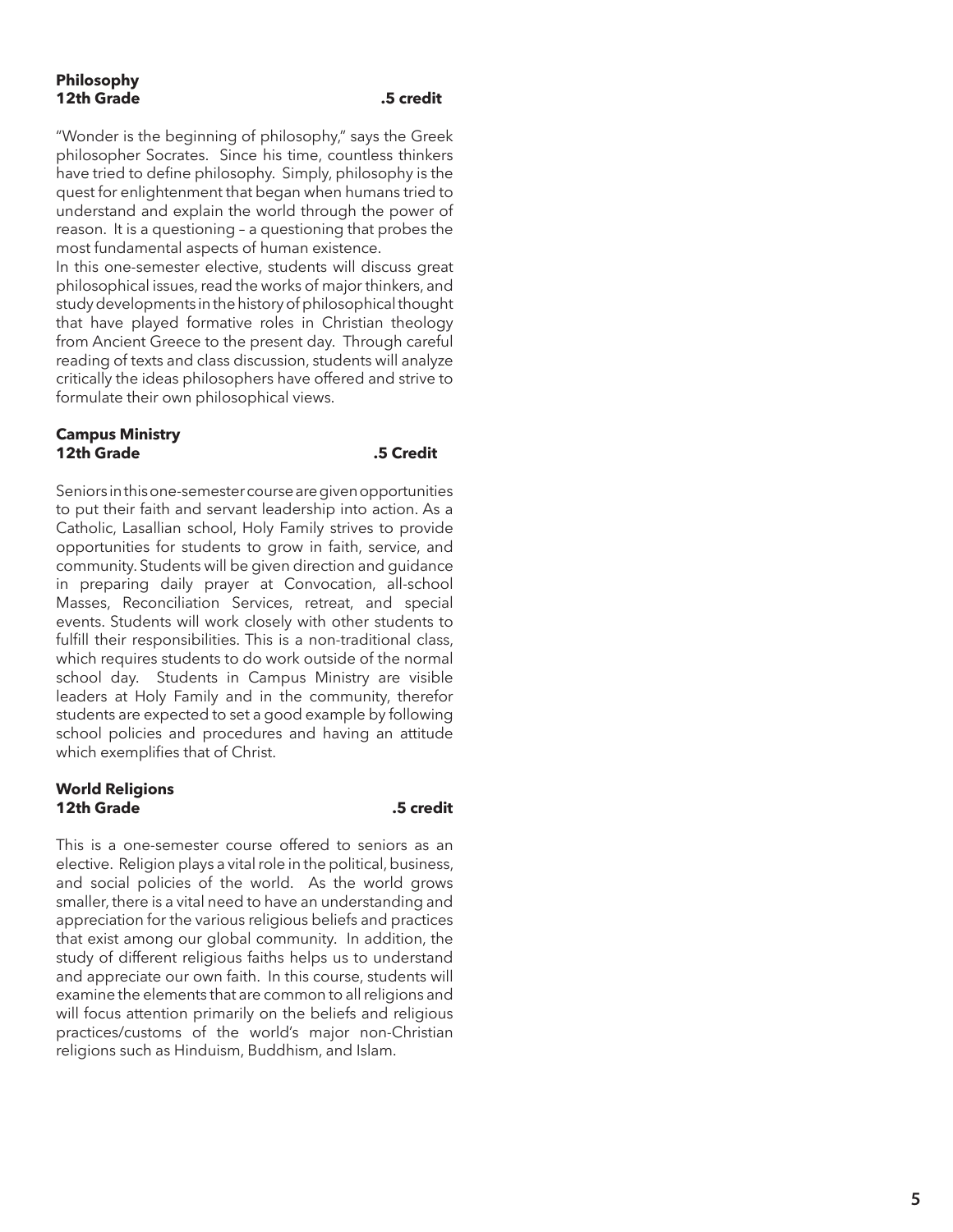**Philosophy**
**12th Grade** **.5 credit**

"Wonder is the beginning of philosophy," says the Greek philosopher Socrates. Since his time, countless thinkers have tried to define philosophy. Simply, philosophy is the quest for enlightenment that began when humans tried to understand and explain the world through the power of reason. It is a questioning – a questioning that probes the most fundamental aspects of human existence.

In this one-semester elective, students will discuss great philosophical issues, read the works of major thinkers, and study developments in the history of philosophical thought that have played formative roles in Christian theology from Ancient Greece to the present day. Through careful reading of texts and class discussion, students will analyze critically the ideas philosophers have offered and strive to formulate their own philosophical views.

**Campus Ministry**
**12th Grade** **.5 Credit**

Seniors in this one-semester course are given opportunities to put their faith and servant leadership into action. As a Catholic, Lasallian school, Holy Family strives to provide opportunities for students to grow in faith, service, and community. Students will be given direction and guidance in preparing daily prayer at Convocation, all-school Masses, Reconciliation Services, retreat, and special events. Students will work closely with other students to fulfill their responsibilities. This is a non-traditional class, which requires students to do work outside of the normal school day. Students in Campus Ministry are visible leaders at Holy Family and in the community, therefor students are expected to set a good example by following school policies and procedures and having an attitude which exemplifies that of Christ.

**World Religions**
**12th Grade** **.5 credit**

This is a one-semester course offered to seniors as an elective. Religion plays a vital role in the political, business, and social policies of the world. As the world grows smaller, there is a vital need to have an understanding and appreciation for the various religious beliefs and practices that exist among our global community. In addition, the study of different religious faiths helps us to understand and appreciate our own faith. In this course, students will examine the elements that are common to all religions and will focus attention primarily on the beliefs and religious practices/customs of the world's major non-Christian religions such as Hinduism, Buddhism, and Islam.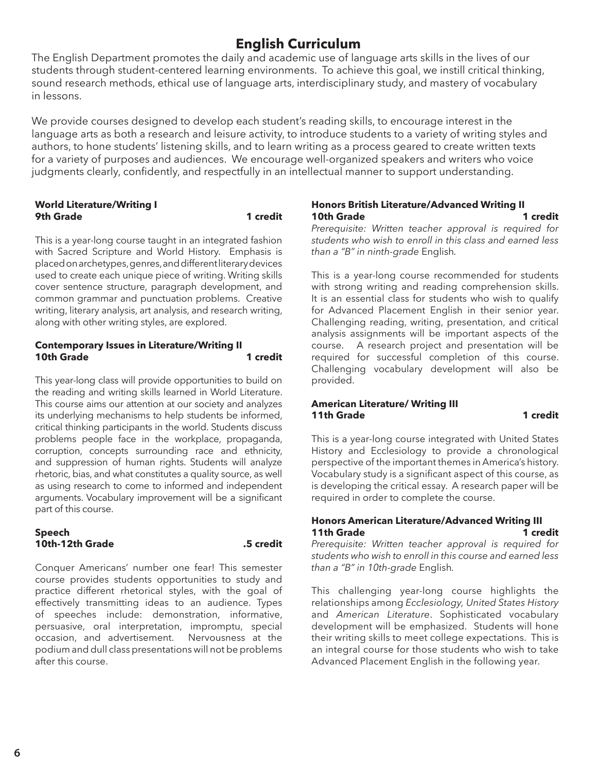# English Curriculum

The English Department promotes the daily and academic use of language arts skills in the lives of our students through student-centered learning environments. To achieve this goal, we instill critical thinking, sound research methods, ethical use of language arts, interdisciplinary study, and mastery of vocabulary in lessons.

We provide courses designed to develop each student's reading skills, to encourage interest in the language arts as both a research and leisure activity, to introduce students to a variety of writing styles and authors, to hone students' listening skills, and to learn writing as a process geared to create written texts for a variety of purposes and audiences. We encourage well-organized speakers and writers who voice judgments clearly, confidently, and respectfully in an intellectual manner to support understanding.

**World Literature/Writing I**
**9th Grade — 1 credit**

This is a year-long course taught in an integrated fashion with Sacred Scripture and World History. Emphasis is placed on archetypes, genres, and different literary devices used to create each unique piece of writing. Writing skills cover sentence structure, paragraph development, and common grammar and punctuation problems. Creative writing, literary analysis, art analysis, and research writing, along with other writing styles, are explored.

**Contemporary Issues in Literature/Writing II**
**10th Grade — 1 credit**

This year-long class will provide opportunities to build on the reading and writing skills learned in World Literature. This course aims our attention at our society and analyzes its underlying mechanisms to help students be informed, critical thinking participants in the world. Students discuss problems people face in the workplace, propaganda, corruption, concepts surrounding race and ethnicity, and suppression of human rights. Students will analyze rhetoric, bias, and what constitutes a quality source, as well as using research to come to informed and independent arguments. Vocabulary improvement will be a significant part of this course.

**Speech**
**10th-12th Grade — .5 credit**

Conquer Americans' number one fear! This semester course provides students opportunities to study and practice different rhetorical styles, with the goal of effectively transmitting ideas to an audience. Types of speeches include: demonstration, informative, persuasive, oral interpretation, impromptu, special occasion, and advertisement. Nervousness at the podium and dull class presentations will not be problems after this course.

**Honors British Literature/Advanced Writing II**
**10th Grade — 1 credit**

*Prerequisite: Written teacher approval is required for students who wish to enroll in this class and earned less than a "B" in ninth-grade* English.

This is a year-long course recommended for students with strong writing and reading comprehension skills. It is an essential class for students who wish to qualify for Advanced Placement English in their senior year. Challenging reading, writing, presentation, and critical analysis assignments will be important aspects of the course. A research project and presentation will be required for successful completion of this course. Challenging vocabulary development will also be provided.

**American Literature/ Writing III**
**11th Grade — 1 credit**

This is a year-long course integrated with United States History and Ecclesiology to provide a chronological perspective of the important themes in America's history. Vocabulary study is a significant aspect of this course, as is developing the critical essay. A research paper will be required in order to complete the course.

**Honors American Literature/Advanced Writing III**
**11th Grade — 1 credit**

*Prerequisite: Written teacher approval is required for students who wish to enroll in this course and earned less than a "B" in 10th-grade* English.

This challenging year-long course highlights the relationships among *Ecclesiology, United States History* and *American Literature*. Sophisticated vocabulary development will be emphasized. Students will hone their writing skills to meet college expectations. This is an integral course for those students who wish to take Advanced Placement English in the following year.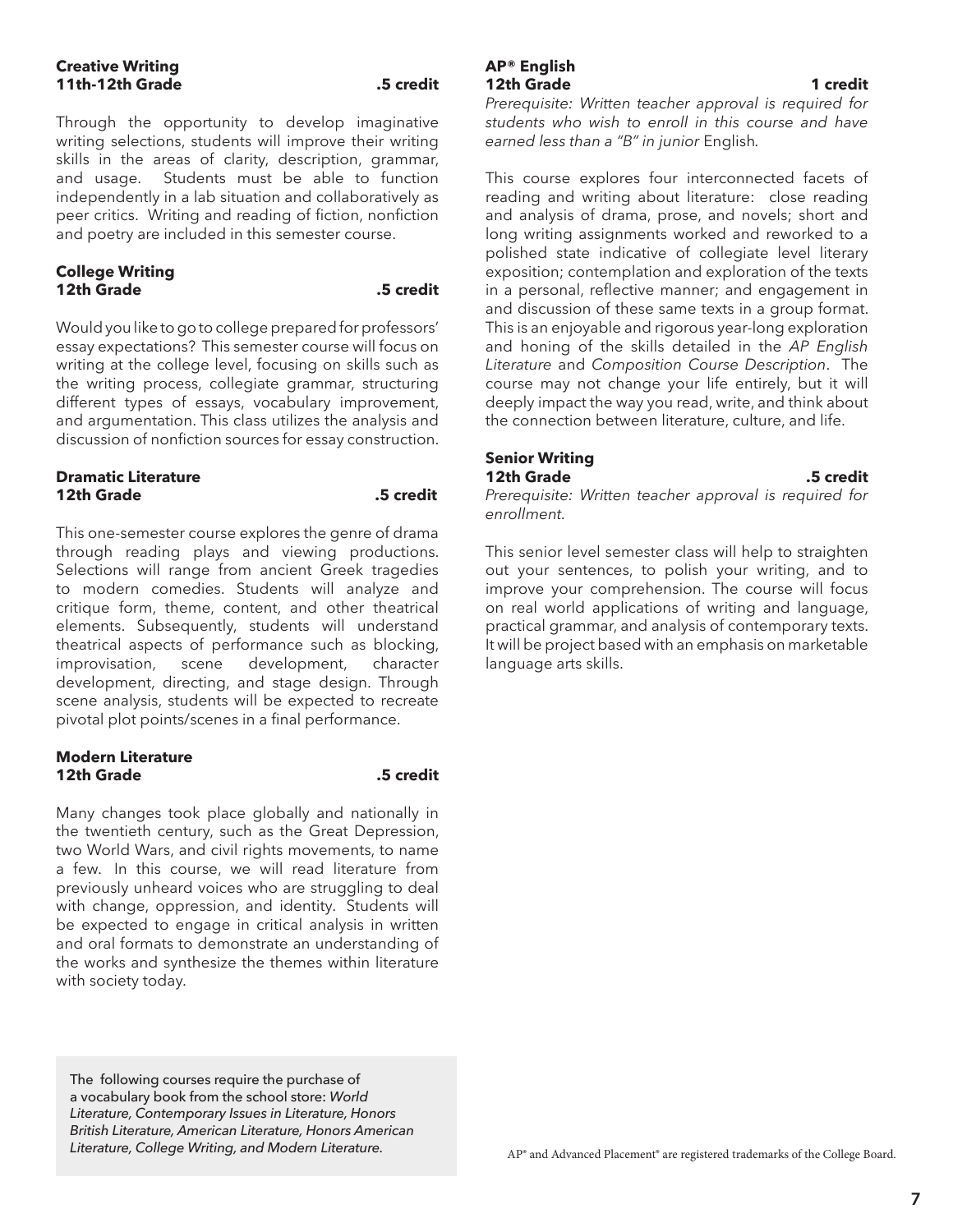**Creative Writing**
**11th-12th Grade .5 credit**

Through the opportunity to develop imaginative writing selections, students will improve their writing skills in the areas of clarity, description, grammar, and usage. Students must be able to function independently in a lab situation and collaboratively as peer critics. Writing and reading of fiction, nonfiction and poetry are included in this semester course.

**College Writing**
**12th Grade .5 credit**

Would you like to go to college prepared for professors' essay expectations? This semester course will focus on writing at the college level, focusing on skills such as the writing process, collegiate grammar, structuring different types of essays, vocabulary improvement, and argumentation. This class utilizes the analysis and discussion of nonfiction sources for essay construction.

**Dramatic Literature**
**12th Grade .5 credit**

This one-semester course explores the genre of drama through reading plays and viewing productions. Selections will range from ancient Greek tragedies to modern comedies. Students will analyze and critique form, theme, content, and other theatrical elements. Subsequently, students will understand theatrical aspects of performance such as blocking, improvisation, scene development, character development, directing, and stage design. Through scene analysis, students will be expected to recreate pivotal plot points/scenes in a final performance.

**Modern Literature**
**12th Grade .5 credit**

Many changes took place globally and nationally in the twentieth century, such as the Great Depression, two World Wars, and civil rights movements, to name a few. In this course, we will read literature from previously unheard voices who are struggling to deal with change, oppression, and identity. Students will be expected to engage in critical analysis in written and oral formats to demonstrate an understanding of the works and synthesize the themes within literature with society today.

The following courses require the purchase of a vocabulary book from the school store: *World Literature, Contemporary Issues in Literature, Honors British Literature, American Literature, Honors American Literature, College Writing, and Modern Literature.*

**AP® English**
**12th Grade 1 credit**

*Prerequisite: Written teacher approval is required for students who wish to enroll in this course and have earned less than a "B" in junior* English.

This course explores four interconnected facets of reading and writing about literature: close reading and analysis of drama, prose, and novels; short and long writing assignments worked and reworked to a polished state indicative of collegiate level literary exposition; contemplation and exploration of the texts in a personal, reflective manner; and engagement in and discussion of these same texts in a group format. This is an enjoyable and rigorous year-long exploration and honing of the skills detailed in the *AP English Literature* and *Composition Course Description*. The course may not change your life entirely, but it will deeply impact the way you read, write, and think about the connection between literature, culture, and life.

**Senior Writing**
**12th Grade .5 credit**

*Prerequisite: Written teacher approval is required for enrollment.*

This senior level semester class will help to straighten out your sentences, to polish your writing, and to improve your comprehension. The course will focus on real world applications of writing and language, practical grammar, and analysis of contemporary texts. It will be project based with an emphasis on marketable language arts skills.

AP® and Advanced Placement® are registered trademarks of the College Board.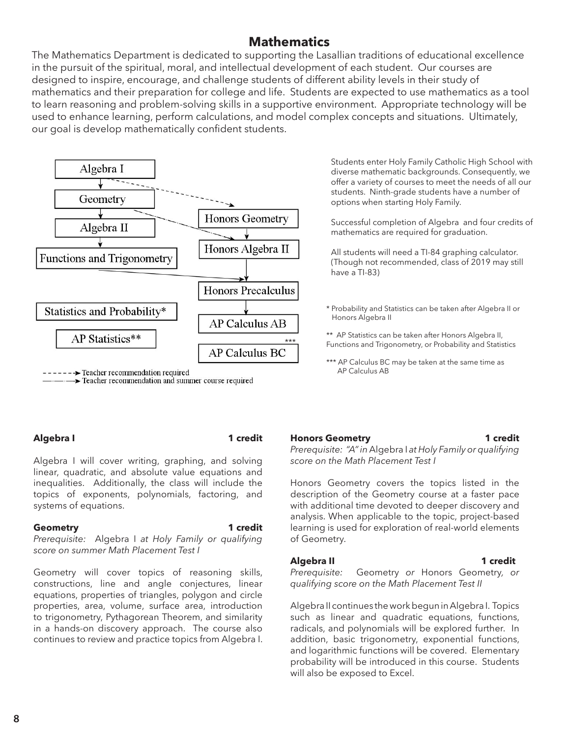# Mathematics

The Mathematics Department is dedicated to supporting the Lasallian traditions of educational excellence in the pursuit of the spiritual, moral, and intellectual development of each student. Our courses are designed to inspire, encourage, and challenge students of different ability levels in their study of mathematics and their preparation for college and life. Students are expected to use mathematics as a tool to learn reasoning and problem-solving skills in a supportive environment. Appropriate technology will be used to enhance learning, perform calculations, and model complex concepts and situations. Ultimately, our goal is develop mathematically confident students.

Algebra I

Geometry

Algebra II

Functions and Trigonometry

Honors Geometry

Honors Algebra II

Honors Precalculus

Statistics and Probability*

AP Calculus AB

AP Statistics**

AP Calculus BC ***

- - - - - -> Teacher recommendation required

—·—·—> Teacher recommendation and summer course required

Students enter Holy Family Catholic High School with diverse mathematic backgrounds. Consequently, we offer a variety of courses to meet the needs of all our students. Ninth-grade students have a number of options when starting Holy Family.

Successful completion of Algebra and four credits of mathematics are required for graduation.

All students will need a TI-84 graphing calculator. (Though not recommended, class of 2019 may still have a TI-83)

\* Probability and Statistics can be taken after Algebra II or Honors Algebra II

\*\* AP Statistics can be taken after Honors Algebra II, Functions and Trigonometry, or Probability and Statistics

\*\*\* AP Calculus BC may be taken at the same time as AP Calculus AB

**Algebra I** **1 credit**

Algebra I will cover writing, graphing, and solving linear, quadratic, and absolute value equations and inequalities. Additionally, the class will include the topics of exponents, polynomials, factoring, and systems of equations.

**Geometry** **1 credit**

*Prerequisite:* Algebra I *at Holy Family or qualifying score on summer Math Placement Test I*

Geometry will cover topics of reasoning skills, constructions, line and angle conjectures, linear equations, properties of triangles, polygon and circle properties, area, volume, surface area, introduction to trigonometry, Pythagorean Theorem, and similarity in a hands-on discovery approach. The course also continues to review and practice topics from Algebra I.

**Honors Geometry** **1 credit**

*Prerequisite: "A" in* Algebra I *at Holy Family or qualifying score on the Math Placement Test I*

Honors Geometry covers the topics listed in the description of the Geometry course at a faster pace with additional time devoted to deeper discovery and analysis. When applicable to the topic, project-based learning is used for exploration of real-world elements of Geometry.

**Algebra II** **1 credit**

*Prerequisite:* Geometry *or* Honors Geometry*, or qualifying score on the Math Placement Test II*

Algebra II continues the work begun in Algebra I. Topics such as linear and quadratic equations, functions, radicals, and polynomials will be explored further. In addition, basic trigonometry, exponential functions, and logarithmic functions will be covered. Elementary probability will be introduced in this course. Students will also be exposed to Excel.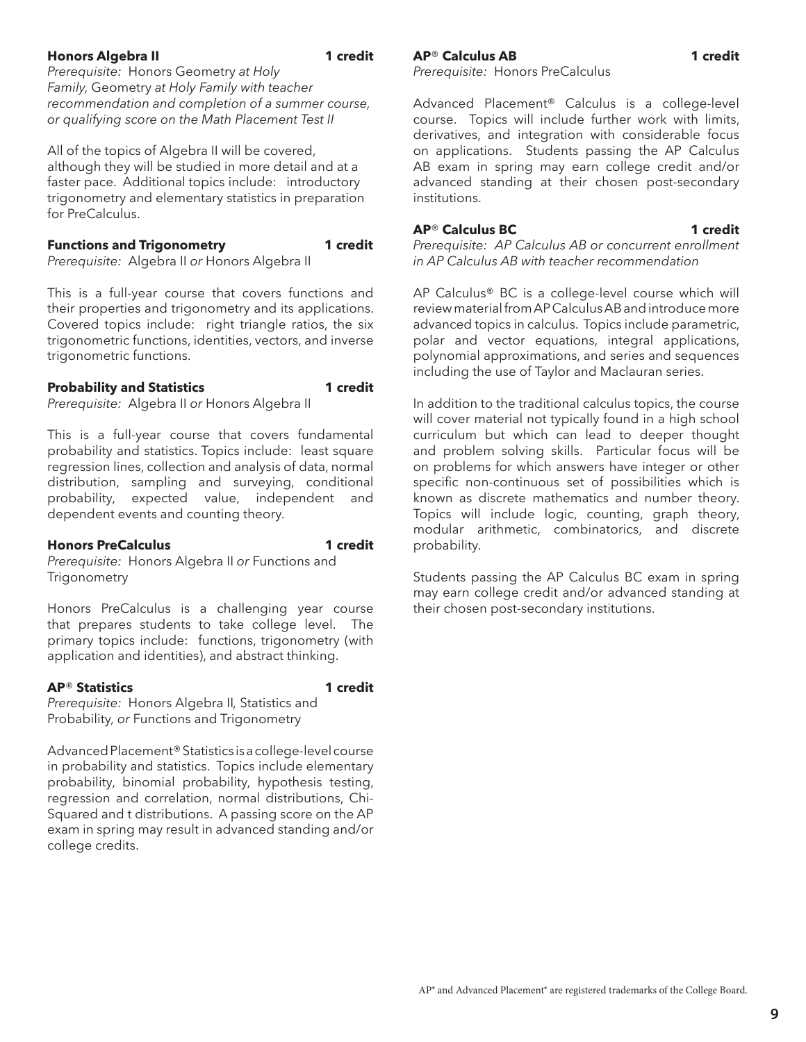**Honors Algebra II** **1 credit**

*Prerequisite:* Honors Geometry *at Holy Family,* Geometry *at Holy Family with teacher recommendation and completion of a summer course, or qualifying score on the Math Placement Test II*

All of the topics of Algebra II will be covered, although they will be studied in more detail and at a faster pace. Additional topics include: introductory trigonometry and elementary statistics in preparation for PreCalculus.

**Functions and Trigonometry** **1 credit**

*Prerequisite:* Algebra II *or* Honors Algebra II

This is a full-year course that covers functions and their properties and trigonometry and its applications. Covered topics include: right triangle ratios, the six trigonometric functions, identities, vectors, and inverse trigonometric functions.

**Probability and Statistics** **1 credit**

*Prerequisite:* Algebra II *or* Honors Algebra II

This is a full-year course that covers fundamental probability and statistics. Topics include: least square regression lines, collection and analysis of data, normal distribution, sampling and surveying, conditional probability, expected value, independent and dependent events and counting theory.

**Honors PreCalculus** **1 credit**

*Prerequisite:* Honors Algebra II *or* Functions and Trigonometry

Honors PreCalculus is a challenging year course that prepares students to take college level. The primary topics include: functions, trigonometry (with application and identities), and abstract thinking.

**AP® Statistics** **1 credit**

*Prerequisite:* Honors Algebra II*,* Statistics and Probability*, or* Functions and Trigonometry

Advanced Placement® Statistics is a college-level course in probability and statistics. Topics include elementary probability, binomial probability, hypothesis testing, regression and correlation, normal distributions, Chi-Squared and t distributions. A passing score on the AP exam in spring may result in advanced standing and/or college credits.

**AP® Calculus AB** **1 credit**

*Prerequisite:* Honors PreCalculus

Advanced Placement® Calculus is a college-level course. Topics will include further work with limits, derivatives, and integration with considerable focus on applications. Students passing the AP Calculus AB exam in spring may earn college credit and/or advanced standing at their chosen post-secondary institutions.

**AP® Calculus BC** **1 credit**

*Prerequisite: AP Calculus AB or concurrent enrollment in AP Calculus AB with teacher recommendation*

AP Calculus® BC is a college-level course which will review material from AP Calculus AB and introduce more advanced topics in calculus. Topics include parametric, polar and vector equations, integral applications, polynomial approximations, and series and sequences including the use of Taylor and Maclauran series.

In addition to the traditional calculus topics, the course will cover material not typically found in a high school curriculum but which can lead to deeper thought and problem solving skills. Particular focus will be on problems for which answers have integer or other specific non-continuous set of possibilities which is known as discrete mathematics and number theory. Topics will include logic, counting, graph theory, modular arithmetic, combinatorics, and discrete probability.

Students passing the AP Calculus BC exam in spring may earn college credit and/or advanced standing at their chosen post-secondary institutions.

AP® and Advanced Placement® are registered trademarks of the College Board.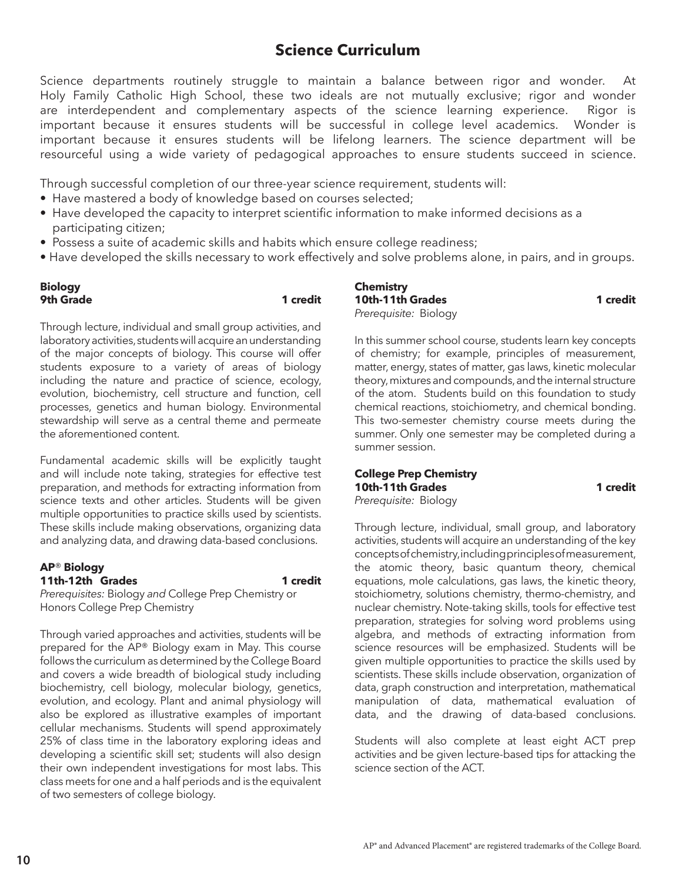# Science Curriculum

Science departments routinely struggle to maintain a balance between rigor and wonder. At Holy Family Catholic High School, these two ideals are not mutually exclusive; rigor and wonder are interdependent and complementary aspects of the science learning experience. Rigor is important because it ensures students will be successful in college level academics. Wonder is important because it ensures students will be lifelong learners. The science department will be resourceful using a wide variety of pedagogical approaches to ensure students succeed in science.

Through successful completion of our three-year science requirement, students will:

- Have mastered a body of knowledge based on courses selected;
- Have developed the capacity to interpret scientific information to make informed decisions as a participating citizen;
- Possess a suite of academic skills and habits which ensure college readiness;
- Have developed the skills necessary to work effectively and solve problems alone, in pairs, and in groups.

**Biology**
**9th Grade** **1 credit**

Through lecture, individual and small group activities, and laboratory activities, students will acquire an understanding of the major concepts of biology. This course will offer students exposure to a variety of areas of biology including the nature and practice of science, ecology, evolution, biochemistry, cell structure and function, cell processes, genetics and human biology. Environmental stewardship will serve as a central theme and permeate the aforementioned content.

Fundamental academic skills will be explicitly taught and will include note taking, strategies for effective test preparation, and methods for extracting information from science texts and other articles. Students will be given multiple opportunities to practice skills used by scientists. These skills include making observations, organizing data and analyzing data, and drawing data-based conclusions.

**AP® Biology**
**11th-12th Grades** **1 credit**
*Prerequisites:* Biology *and* College Prep Chemistry or Honors College Prep Chemistry

Through varied approaches and activities, students will be prepared for the AP® Biology exam in May. This course follows the curriculum as determined by the College Board and covers a wide breadth of biological study including biochemistry, cell biology, molecular biology, genetics, evolution, and ecology. Plant and animal physiology will also be explored as illustrative examples of important cellular mechanisms. Students will spend approximately 25% of class time in the laboratory exploring ideas and developing a scientific skill set; students will also design their own independent investigations for most labs. This class meets for one and a half periods and is the equivalent of two semesters of college biology.

**Chemistry**
**10th-11th Grades** **1 credit**
*Prerequisite:* Biology

In this summer school course, students learn key concepts of chemistry; for example, principles of measurement, matter, energy, states of matter, gas laws, kinetic molecular theory, mixtures and compounds, and the internal structure of the atom. Students build on this foundation to study chemical reactions, stoichiometry, and chemical bonding. This two-semester chemistry course meets during the summer. Only one semester may be completed during a summer session.

**College Prep Chemistry**
**10th-11th Grades** **1 credit**
*Prerequisite:* Biology

Through lecture, individual, small group, and laboratory activities, students will acquire an understanding of the key concepts of chemistry, including principles of measurement, the atomic theory, basic quantum theory, chemical equations, mole calculations, gas laws, the kinetic theory, stoichiometry, solutions chemistry, thermo-chemistry, and nuclear chemistry. Note-taking skills, tools for effective test preparation, strategies for solving word problems using algebra, and methods of extracting information from science resources will be emphasized. Students will be given multiple opportunities to practice the skills used by scientists. These skills include observation, organization of data, graph construction and interpretation, mathematical manipulation of data, mathematical evaluation of data, and the drawing of data-based conclusions.

Students will also complete at least eight ACT prep activities and be given lecture-based tips for attacking the science section of the ACT.

AP® and Advanced Placement® are registered trademarks of the College Board.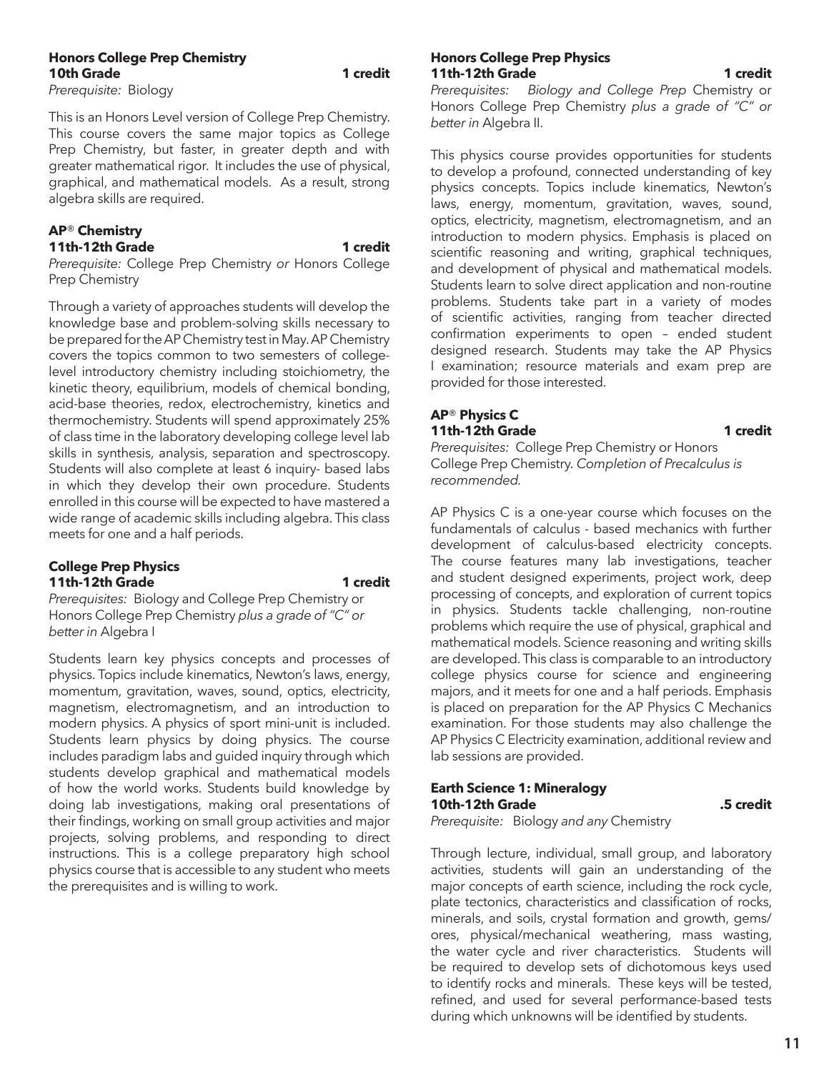### Honors College Prep Chemistry

**10th Grade** **1 credit**

*Prerequisite:* Biology

This is an Honors Level version of College Prep Chemistry. This course covers the same major topics as College Prep Chemistry, but faster, in greater depth and with greater mathematical rigor. It includes the use of physical, graphical, and mathematical models. As a result, strong algebra skills are required.

### AP® Chemistry

**11th-12th Grade** **1 credit**

*Prerequisite:* College Prep Chemistry *or* Honors College Prep Chemistry

Through a variety of approaches students will develop the knowledge base and problem-solving skills necessary to be prepared for the AP Chemistry test in May. AP Chemistry covers the topics common to two semesters of college-level introductory chemistry including stoichiometry, the kinetic theory, equilibrium, models of chemical bonding, acid-base theories, redox, electrochemistry, kinetics and thermochemistry. Students will spend approximately 25% of class time in the laboratory developing college level lab skills in synthesis, analysis, separation and spectroscopy. Students will also complete at least 6 inquiry- based labs in which they develop their own procedure. Students enrolled in this course will be expected to have mastered a wide range of academic skills including algebra. This class meets for one and a half periods.

### College Prep Physics

**11th-12th Grade** **1 credit**

*Prerequisites:* Biology and College Prep Chemistry or Honors College Prep Chemistry *plus a grade of "C" or better in* Algebra I

Students learn key physics concepts and processes of physics. Topics include kinematics, Newton's laws, energy, momentum, gravitation, waves, sound, optics, electricity, magnetism, electromagnetism, and an introduction to modern physics. A physics of sport mini-unit is included. Students learn physics by doing physics. The course includes paradigm labs and guided inquiry through which students develop graphical and mathematical models of how the world works. Students build knowledge by doing lab investigations, making oral presentations of their findings, working on small group activities and major projects, solving problems, and responding to direct instructions. This is a college preparatory high school physics course that is accessible to any student who meets the prerequisites and is willing to work.

### Honors College Prep Physics

**11th-12th Grade** **1 credit**

*Prerequisites: Biology and College Prep* Chemistry or Honors College Prep Chemistry *plus a grade of "C" or better in* Algebra II.

This physics course provides opportunities for students to develop a profound, connected understanding of key physics concepts. Topics include kinematics, Newton's laws, energy, momentum, gravitation, waves, sound, optics, electricity, magnetism, electromagnetism, and an introduction to modern physics. Emphasis is placed on scientific reasoning and writing, graphical techniques, and development of physical and mathematical models. Students learn to solve direct application and non-routine problems. Students take part in a variety of modes of scientific activities, ranging from teacher directed confirmation experiments to open – ended student designed research. Students may take the AP Physics I examination; resource materials and exam prep are provided for those interested.

### AP® Physics C

**11th-12th Grade** **1 credit**

*Prerequisites:* College Prep Chemistry or Honors College Prep Chemistry. *Completion of Precalculus is recommended.*

AP Physics C is a one-year course which focuses on the fundamentals of calculus - based mechanics with further development of calculus-based electricity concepts. The course features many lab investigations, teacher and student designed experiments, project work, deep processing of concepts, and exploration of current topics in physics. Students tackle challenging, non-routine problems which require the use of physical, graphical and mathematical models. Science reasoning and writing skills are developed. This class is comparable to an introductory college physics course for science and engineering majors, and it meets for one and a half periods. Emphasis is placed on preparation for the AP Physics C Mechanics examination. For those students may also challenge the AP Physics C Electricity examination, additional review and lab sessions are provided.

### Earth Science 1: Mineralogy

**10th-12th Grade** **.5 credit**

*Prerequisite:* Biology *and any* Chemistry

Through lecture, individual, small group, and laboratory activities, students will gain an understanding of the major concepts of earth science, including the rock cycle, plate tectonics, characteristics and classification of rocks, minerals, and soils, crystal formation and growth, gems/ores, physical/mechanical weathering, mass wasting, the water cycle and river characteristics. Students will be required to develop sets of dichotomous keys used to identify rocks and minerals. These keys will be tested, refined, and used for several performance-based tests during which unknowns will be identified by students.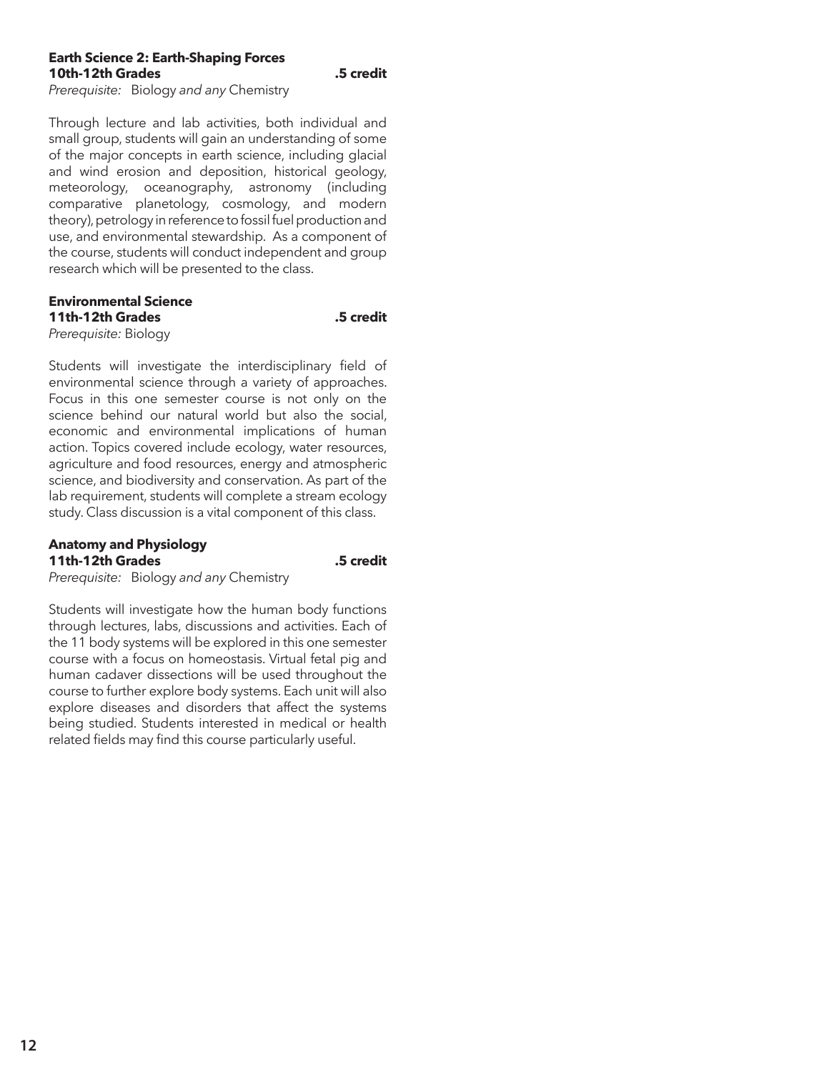**Earth Science 2: Earth-Shaping Forces**
**10th-12th Grades** **.5 credit**
*Prerequisite:* Biology *and any* Chemistry

Through lecture and lab activities, both individual and small group, students will gain an understanding of some of the major concepts in earth science, including glacial and wind erosion and deposition, historical geology, meteorology, oceanography, astronomy (including comparative planetology, cosmology, and modern theory), petrology in reference to fossil fuel production and use, and environmental stewardship. As a component of the course, students will conduct independent and group research which will be presented to the class.

**Environmental Science**
**11th-12th Grades** **.5 credit**
*Prerequisite:* Biology

Students will investigate the interdisciplinary field of environmental science through a variety of approaches. Focus in this one semester course is not only on the science behind our natural world but also the social, economic and environmental implications of human action. Topics covered include ecology, water resources, agriculture and food resources, energy and atmospheric science, and biodiversity and conservation. As part of the lab requirement, students will complete a stream ecology study. Class discussion is a vital component of this class.

**Anatomy and Physiology**
**11th-12th Grades** **.5 credit**
*Prerequisite:* Biology *and any* Chemistry

Students will investigate how the human body functions through lectures, labs, discussions and activities. Each of the 11 body systems will be explored in this one semester course with a focus on homeostasis. Virtual fetal pig and human cadaver dissections will be used throughout the course to further explore body systems. Each unit will also explore diseases and disorders that affect the systems being studied. Students interested in medical or health related fields may find this course particularly useful.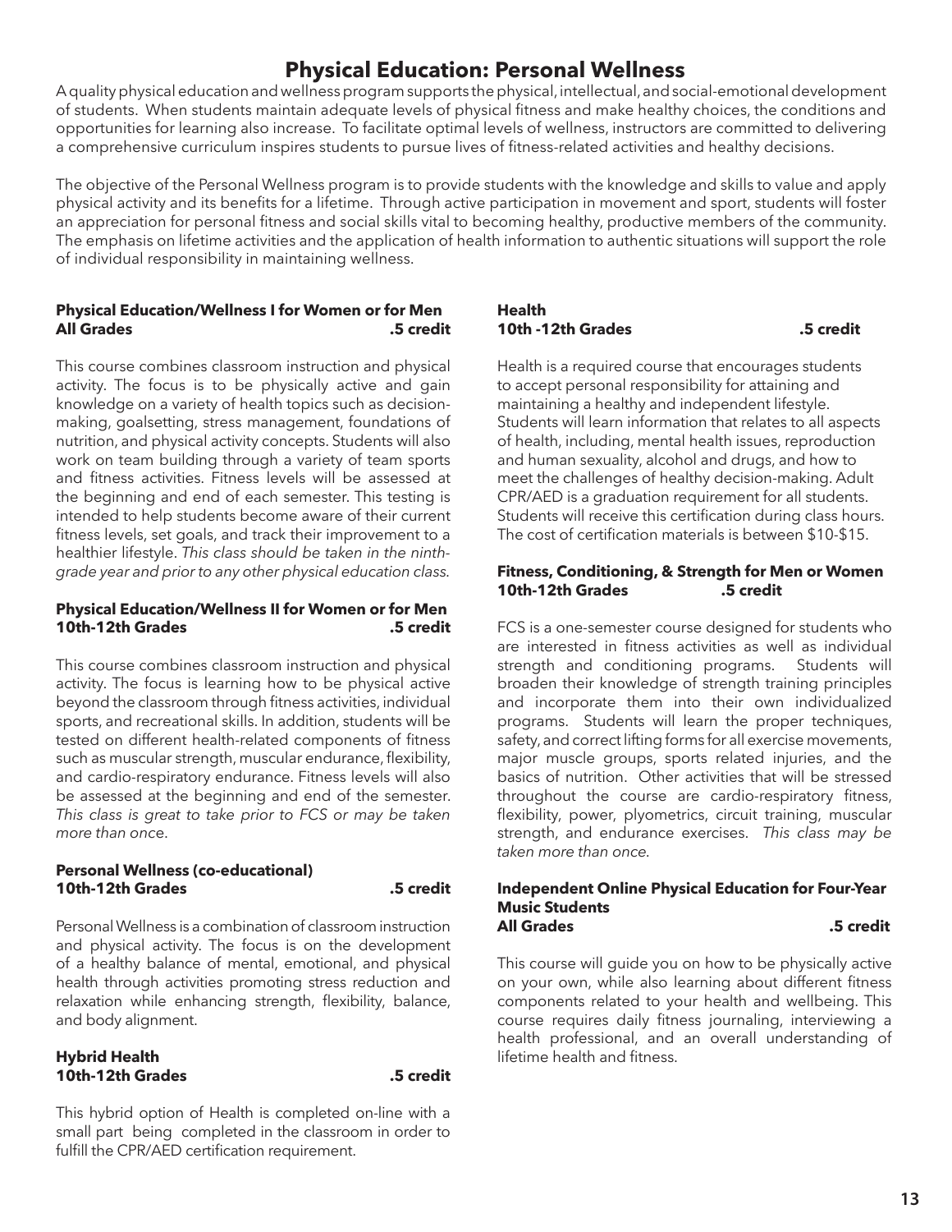# Physical Education: Personal Wellness

A quality physical education and wellness program supports the physical, intellectual, and social-emotional development of students. When students maintain adequate levels of physical fitness and make healthy choices, the conditions and opportunities for learning also increase. To facilitate optimal levels of wellness, instructors are committed to delivering a comprehensive curriculum inspires students to pursue lives of fitness-related activities and healthy decisions.

The objective of the Personal Wellness program is to provide students with the knowledge and skills to value and apply physical activity and its benefits for a lifetime. Through active participation in movement and sport, students will foster an appreciation for personal fitness and social skills vital to becoming healthy, productive members of the community. The emphasis on lifetime activities and the application of health information to authentic situations will support the role of individual responsibility in maintaining wellness.

**Physical Education/Wellness I for Women or for Men**
**All Grades .5 credit**

This course combines classroom instruction and physical activity. The focus is to be physically active and gain knowledge on a variety of health topics such as decision-making, goalsetting, stress management, foundations of nutrition, and physical activity concepts. Students will also work on team building through a variety of team sports and fitness activities. Fitness levels will be assessed at the beginning and end of each semester. This testing is intended to help students become aware of their current fitness levels, set goals, and track their improvement to a healthier lifestyle. *This class should be taken in the ninth-grade year and prior to any other physical education class.*

**Physical Education/Wellness II for Women or for Men**
**10th-12th Grades .5 credit**

This course combines classroom instruction and physical activity. The focus is learning how to be physical active beyond the classroom through fitness activities, individual sports, and recreational skills. In addition, students will be tested on different health-related components of fitness such as muscular strength, muscular endurance, flexibility, and cardio-respiratory endurance. Fitness levels will also be assessed at the beginning and end of the semester. *This class is great to take prior to FCS or may be taken more than once.*

**Personal Wellness (co-educational)**
**10th-12th Grades .5 credit**

Personal Wellness is a combination of classroom instruction and physical activity. The focus is on the development of a healthy balance of mental, emotional, and physical health through activities promoting stress reduction and relaxation while enhancing strength, flexibility, balance, and body alignment.

**Hybrid Health**
**10th-12th Grades .5 credit**

This hybrid option of Health is completed on-line with a small part being completed in the classroom in order to fulfill the CPR/AED certification requirement.

**Health**
**10th -12th Grades .5 credit**

Health is a required course that encourages students to accept personal responsibility for attaining and maintaining a healthy and independent lifestyle. Students will learn information that relates to all aspects of health, including, mental health issues, reproduction and human sexuality, alcohol and drugs, and how to meet the challenges of healthy decision-making. Adult CPR/AED is a graduation requirement for all students. Students will receive this certification during class hours. The cost of certification materials is between $10-$15.

**Fitness, Conditioning, & Strength for Men or Women**
**10th-12th Grades .5 credit**

FCS is a one-semester course designed for students who are interested in fitness activities as well as individual strength and conditioning programs. Students will broaden their knowledge of strength training principles and incorporate them into their own individualized programs. Students will learn the proper techniques, safety, and correct lifting forms for all exercise movements, major muscle groups, sports related injuries, and the basics of nutrition. Other activities that will be stressed throughout the course are cardio-respiratory fitness, flexibility, power, plyometrics, circuit training, muscular strength, and endurance exercises. *This class may be taken more than once.*

**Independent Online Physical Education for Four-Year Music Students**
**All Grades .5 credit**

This course will guide you on how to be physically active on your own, while also learning about different fitness components related to your health and wellbeing. This course requires daily fitness journaling, interviewing a health professional, and an overall understanding of lifetime health and fitness.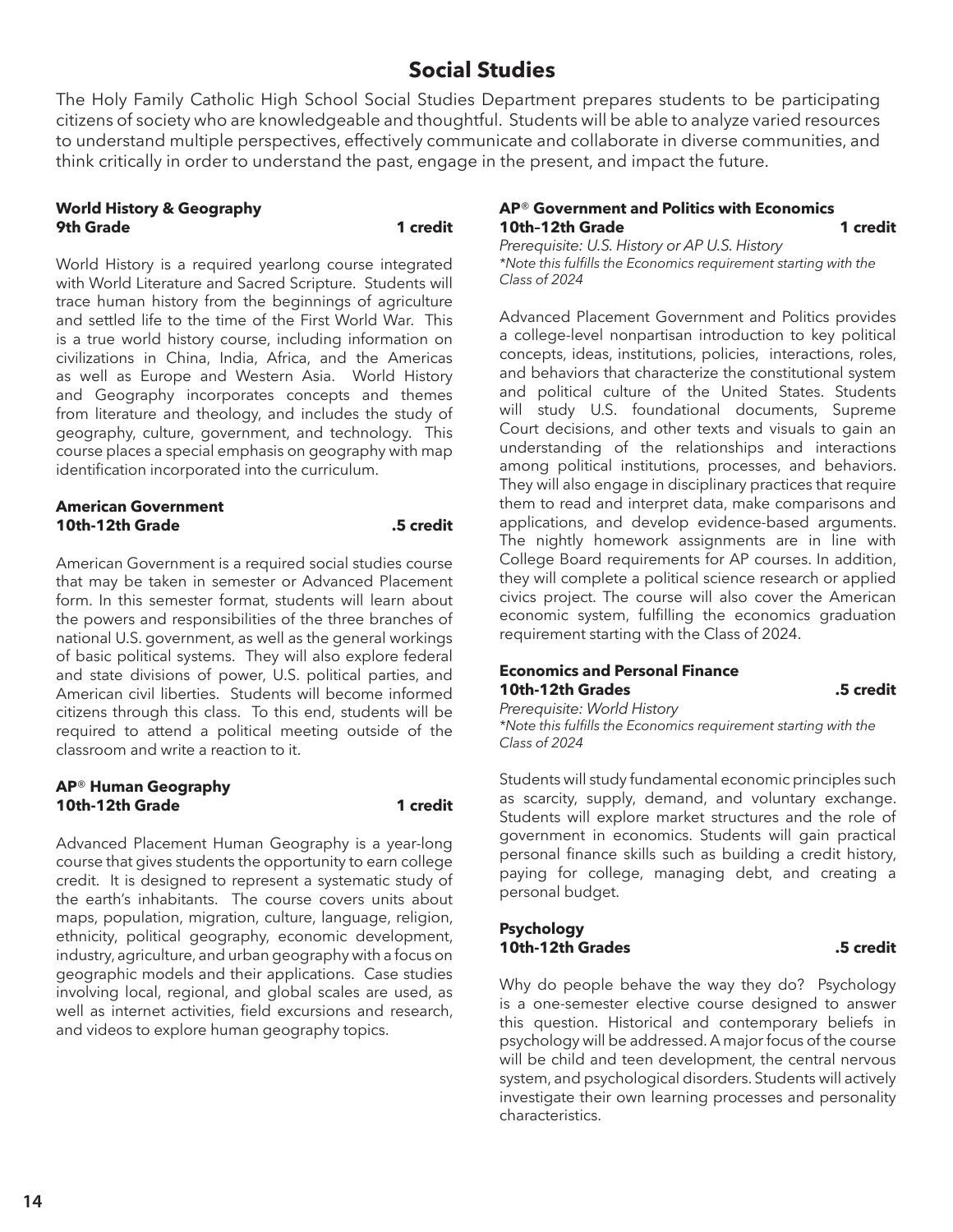# Social Studies

The Holy Family Catholic High School Social Studies Department prepares students to be participating citizens of society who are knowledgeable and thoughtful. Students will be able to analyze varied resources to understand multiple perspectives, effectively communicate and collaborate in diverse communities, and think critically in order to understand the past, engage in the present, and impact the future.

**World History & Geography**
**9th Grade — 1 credit**

World History is a required yearlong course integrated with World Literature and Sacred Scripture. Students will trace human history from the beginnings of agriculture and settled life to the time of the First World War. This is a true world history course, including information on civilizations in China, India, Africa, and the Americas as well as Europe and Western Asia. World History and Geography incorporates concepts and themes from literature and theology, and includes the study of geography, culture, government, and technology. This course places a special emphasis on geography with map identification incorporated into the curriculum.

**American Government**
**10th-12th Grade — .5 credit**

American Government is a required social studies course that may be taken in semester or Advanced Placement form. In this semester format, students will learn about the powers and responsibilities of the three branches of national U.S. government, as well as the general workings of basic political systems. They will also explore federal and state divisions of power, U.S. political parties, and American civil liberties. Students will become informed citizens through this class. To this end, students will be required to attend a political meeting outside of the classroom and write a reaction to it.

**AP® Human Geography**
**10th-12th Grade — 1 credit**

Advanced Placement Human Geography is a year-long course that gives students the opportunity to earn college credit. It is designed to represent a systematic study of the earth's inhabitants. The course covers units about maps, population, migration, culture, language, religion, ethnicity, political geography, economic development, industry, agriculture, and urban geography with a focus on geographic models and their applications. Case studies involving local, regional, and global scales are used, as well as internet activities, field excursions and research, and videos to explore human geography topics.

**AP® Government and Politics with Economics**
**10th–12th Grade — 1 credit**

*Prerequisite: U.S. History or AP U.S. History*
*\*Note this fulfills the Economics requirement starting with the Class of 2024*

Advanced Placement Government and Politics provides a college-level nonpartisan introduction to key political concepts, ideas, institutions, policies, interactions, roles, and behaviors that characterize the constitutional system and political culture of the United States. Students will study U.S. foundational documents, Supreme Court decisions, and other texts and visuals to gain an understanding of the relationships and interactions among political institutions, processes, and behaviors. They will also engage in disciplinary practices that require them to read and interpret data, make comparisons and applications, and develop evidence-based arguments. The nightly homework assignments are in line with College Board requirements for AP courses. In addition, they will complete a political science research or applied civics project. The course will also cover the American economic system, fulfilling the economics graduation requirement starting with the Class of 2024.

**Economics and Personal Finance**
**10th-12th Grades — .5 credit**

*Prerequisite: World History*
*\*Note this fulfills the Economics requirement starting with the Class of 2024*

Students will study fundamental economic principles such as scarcity, supply, demand, and voluntary exchange. Students will explore market structures and the role of government in economics. Students will gain practical personal finance skills such as building a credit history, paying for college, managing debt, and creating a personal budget.

**Psychology**
**10th-12th Grades — .5 credit**

Why do people behave the way they do? Psychology is a one-semester elective course designed to answer this question. Historical and contemporary beliefs in psychology will be addressed. A major focus of the course will be child and teen development, the central nervous system, and psychological disorders. Students will actively investigate their own learning processes and personality characteristics.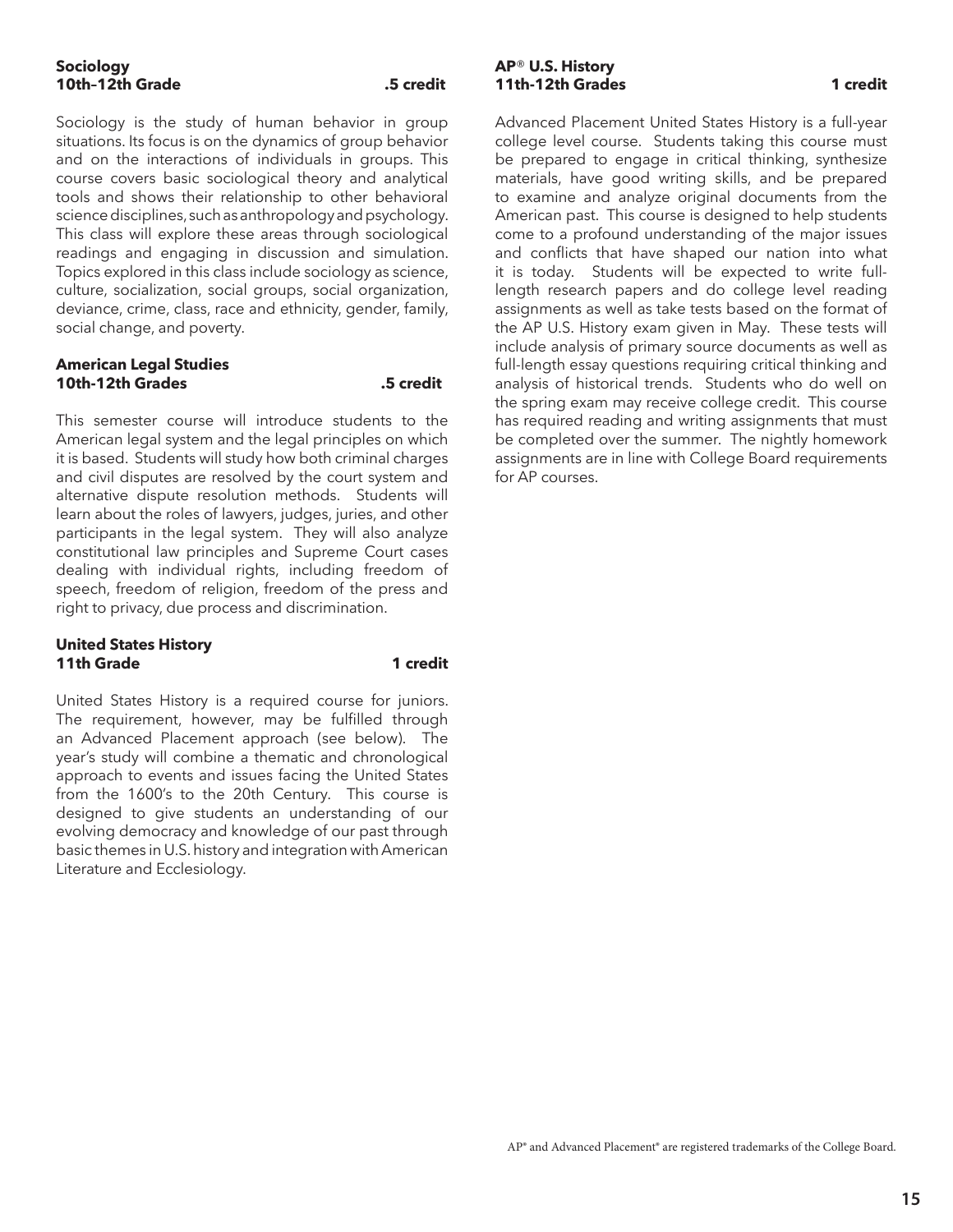**Sociology**
**10th–12th Grade .5 credit**

Sociology is the study of human behavior in group situations. Its focus is on the dynamics of group behavior and on the interactions of individuals in groups. This course covers basic sociological theory and analytical tools and shows their relationship to other behavioral science disciplines, such as anthropology and psychology. This class will explore these areas through sociological readings and engaging in discussion and simulation. Topics explored in this class include sociology as science, culture, socialization, social groups, social organization, deviance, crime, class, race and ethnicity, gender, family, social change, and poverty.

**American Legal Studies**
**10th-12th Grades .5 credit**

This semester course will introduce students to the American legal system and the legal principles on which it is based. Students will study how both criminal charges and civil disputes are resolved by the court system and alternative dispute resolution methods. Students will learn about the roles of lawyers, judges, juries, and other participants in the legal system. They will also analyze constitutional law principles and Supreme Court cases dealing with individual rights, including freedom of speech, freedom of religion, freedom of the press and right to privacy, due process and discrimination.

**United States History**
**11th Grade 1 credit**

United States History is a required course for juniors. The requirement, however, may be fulfilled through an Advanced Placement approach (see below). The year's study will combine a thematic and chronological approach to events and issues facing the United States from the 1600's to the 20th Century. This course is designed to give students an understanding of our evolving democracy and knowledge of our past through basic themes in U.S. history and integration with American Literature and Ecclesiology.

**AP® U.S. History**
**11th-12th Grades 1 credit**

Advanced Placement United States History is a full-year college level course. Students taking this course must be prepared to engage in critical thinking, synthesize materials, have good writing skills, and be prepared to examine and analyze original documents from the American past. This course is designed to help students come to a profound understanding of the major issues and conflicts that have shaped our nation into what it is today. Students will be expected to write full-length research papers and do college level reading assignments as well as take tests based on the format of the AP U.S. History exam given in May. These tests will include analysis of primary source documents as well as full-length essay questions requiring critical thinking and analysis of historical trends. Students who do well on the spring exam may receive college credit. This course has required reading and writing assignments that must be completed over the summer. The nightly homework assignments are in line with College Board requirements for AP courses.

AP® and Advanced Placement® are registered trademarks of the College Board.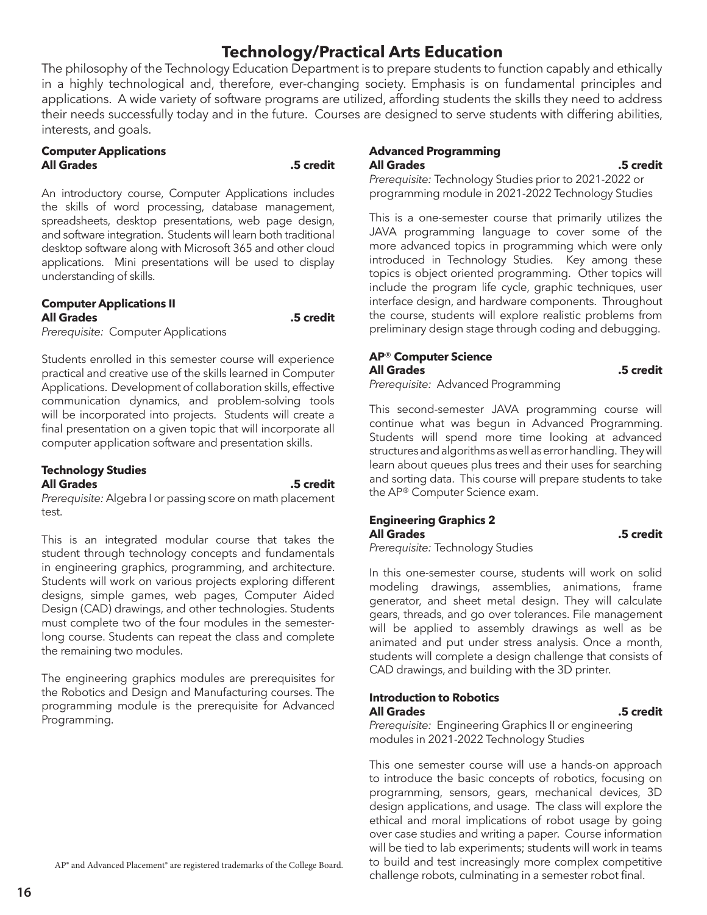# Technology/Practical Arts Education

The philosophy of the Technology Education Department is to prepare students to function capably and ethically in a highly technological and, therefore, ever-changing society. Emphasis is on fundamental principles and applications. A wide variety of software programs are utilized, affording students the skills they need to address their needs successfully today and in the future. Courses are designed to serve students with differing abilities, interests, and goals.

**Computer Applications**
**All Grades** **.5 credit**

An introductory course, Computer Applications includes the skills of word processing, database management, spreadsheets, desktop presentations, web page design, and software integration. Students will learn both traditional desktop software along with Microsoft 365 and other cloud applications. Mini presentations will be used to display understanding of skills.

**Computer Applications II**
**All Grades** **.5 credit**
*Prerequisite:* Computer Applications

Students enrolled in this semester course will experience practical and creative use of the skills learned in Computer Applications. Development of collaboration skills, effective communication dynamics, and problem-solving tools will be incorporated into projects. Students will create a final presentation on a given topic that will incorporate all computer application software and presentation skills.

**Technology Studies**
**All Grades** **.5 credit**
*Prerequisite:* Algebra I or passing score on math placement test.

This is an integrated modular course that takes the student through technology concepts and fundamentals in engineering graphics, programming, and architecture. Students will work on various projects exploring different designs, simple games, web pages, Computer Aided Design (CAD) drawings, and other technologies. Students must complete two of the four modules in the semester-long course. Students can repeat the class and complete the remaining two modules.

The engineering graphics modules are prerequisites for the Robotics and Design and Manufacturing courses. The programming module is the prerequisite for Advanced Programming.

**Advanced Programming**
**All Grades** **.5 credit**
*Prerequisite:* Technology Studies prior to 2021-2022 or programming module in 2021-2022 Technology Studies

This is a one-semester course that primarily utilizes the JAVA programming language to cover some of the more advanced topics in programming which were only introduced in Technology Studies. Key among these topics is object oriented programming. Other topics will include the program life cycle, graphic techniques, user interface design, and hardware components. Throughout the course, students will explore realistic problems from preliminary design stage through coding and debugging.

**AP® Computer Science**
**All Grades** **.5 credit**
*Prerequisite:* Advanced Programming

This second-semester JAVA programming course will continue what was begun in Advanced Programming. Students will spend more time looking at advanced structures and algorithms as well as error handling. They will learn about queues plus trees and their uses for searching and sorting data. This course will prepare students to take the AP® Computer Science exam.

**Engineering Graphics 2**
**All Grades** **.5 credit**
*Prerequisite:* Technology Studies

In this one-semester course, students will work on solid modeling drawings, assemblies, animations, frame generator, and sheet metal design. They will calculate gears, threads, and go over tolerances. File management will be applied to assembly drawings as well as be animated and put under stress analysis. Once a month, students will complete a design challenge that consists of CAD drawings, and building with the 3D printer.

**Introduction to Robotics**
**All Grades** **.5 credit**
*Prerequisite:* Engineering Graphics II or engineering modules in 2021-2022 Technology Studies

This one semester course will use a hands-on approach to introduce the basic concepts of robotics, focusing on programming, sensors, gears, mechanical devices, 3D design applications, and usage. The class will explore the ethical and moral implications of robot usage by going over case studies and writing a paper. Course information will be tied to lab experiments; students will work in teams to build and test increasingly more complex competitive challenge robots, culminating in a semester robot final.

AP® and Advanced Placement® are registered trademarks of the College Board.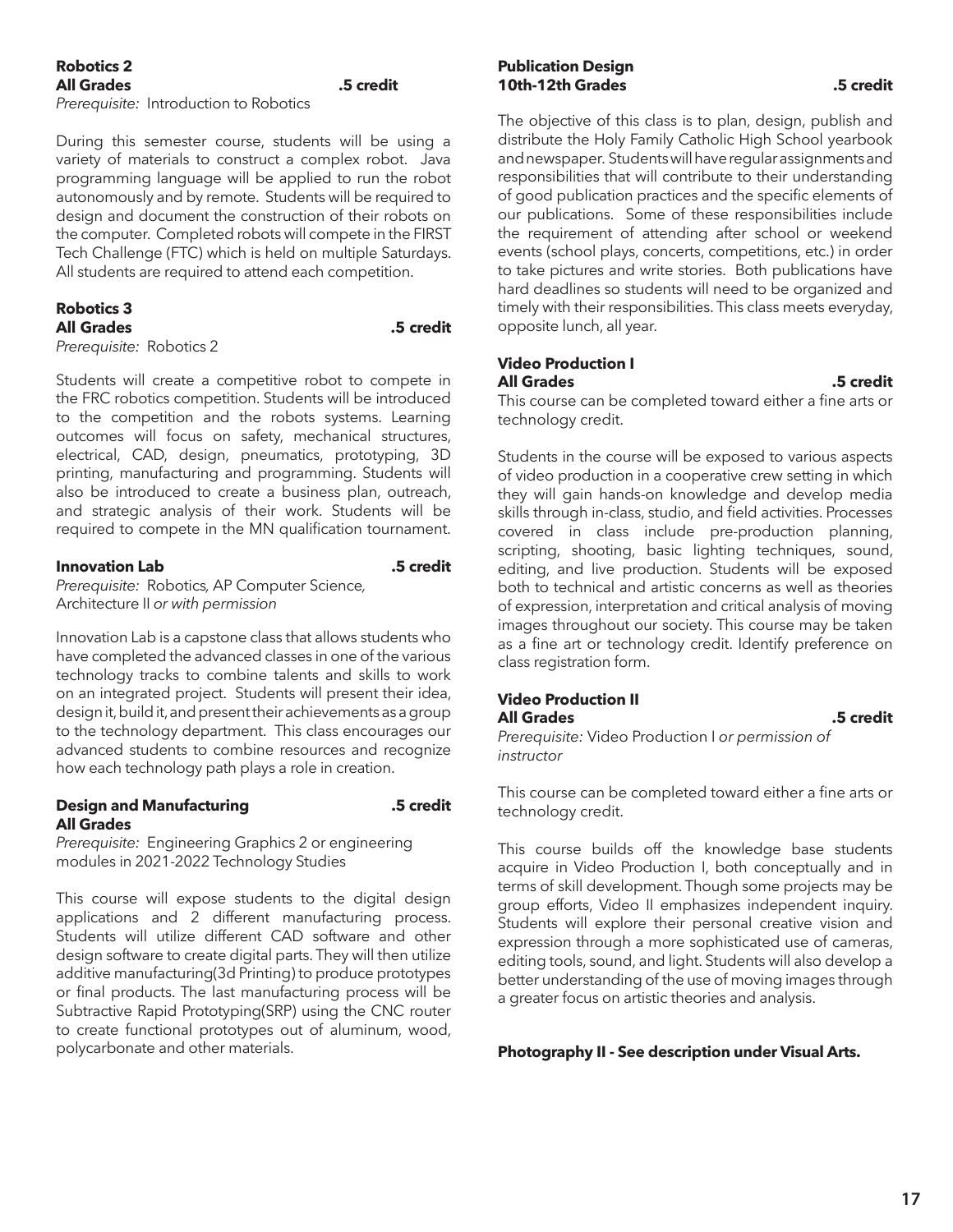### Robotics 2
**All Grades** **.5 credit**

*Prerequisite:* Introduction to Robotics

During this semester course, students will be using a variety of materials to construct a complex robot. Java programming language will be applied to run the robot autonomously and by remote. Students will be required to design and document the construction of their robots on the computer. Completed robots will compete in the FIRST Tech Challenge (FTC) which is held on multiple Saturdays. All students are required to attend each competition.

### Robotics 3
**All Grades** **.5 credit**

*Prerequisite:* Robotics 2

Students will create a competitive robot to compete in the FRC robotics competition. Students will be introduced to the competition and the robots systems. Learning outcomes will focus on safety, mechanical structures, electrical, CAD, design, pneumatics, prototyping, 3D printing, manufacturing and programming. Students will also be introduced to create a business plan, outreach, and strategic analysis of their work. Students will be required to compete in the MN qualification tournament.

### Innovation Lab **.5 credit**

*Prerequisite:* Robotics*,* AP Computer Science*,* Architecture II *or with permission*

Innovation Lab is a capstone class that allows students who have completed the advanced classes in one of the various technology tracks to combine talents and skills to work on an integrated project. Students will present their idea, design it, build it, and present their achievements as a group to the technology department. This class encourages our advanced students to combine resources and recognize how each technology path plays a role in creation.

### Design and Manufacturing **.5 credit**
**All Grades**

*Prerequisite:* Engineering Graphics 2 or engineering modules in 2021-2022 Technology Studies

This course will expose students to the digital design applications and 2 different manufacturing process. Students will utilize different CAD software and other design software to create digital parts. They will then utilize additive manufacturing(3d Printing) to produce prototypes or final products. The last manufacturing process will be Subtractive Rapid Prototyping(SRP) using the CNC router to create functional prototypes out of aluminum, wood, polycarbonate and other materials.

### Publication Design
**10th-12th Grades** **.5 credit**

The objective of this class is to plan, design, publish and distribute the Holy Family Catholic High School yearbook and newspaper. Students will have regular assignments and responsibilities that will contribute to their understanding of good publication practices and the specific elements of our publications. Some of these responsibilities include the requirement of attending after school or weekend events (school plays, concerts, competitions, etc.) in order to take pictures and write stories. Both publications have hard deadlines so students will need to be organized and timely with their responsibilities. This class meets everyday, opposite lunch, all year.

### Video Production I
**All Grades** **.5 credit**

This course can be completed toward either a fine arts or technology credit.

Students in the course will be exposed to various aspects of video production in a cooperative crew setting in which they will gain hands-on knowledge and develop media skills through in-class, studio, and field activities. Processes covered in class include pre-production planning, scripting, shooting, basic lighting techniques, sound, editing, and live production. Students will be exposed both to technical and artistic concerns as well as theories of expression, interpretation and critical analysis of moving images throughout our society. This course may be taken as a fine art or technology credit. Identify preference on class registration form.

### Video Production II
**All Grades** **.5 credit**

*Prerequisite:* Video Production I *or permission of instructor*

This course can be completed toward either a fine arts or technology credit.

This course builds off the knowledge base students acquire in Video Production I, both conceptually and in terms of skill development. Though some projects may be group efforts, Video II emphasizes independent inquiry. Students will explore their personal creative vision and expression through a more sophisticated use of cameras, editing tools, sound, and light. Students will also develop a better understanding of the use of moving images through a greater focus on artistic theories and analysis.

**Photography II - See description under Visual Arts.**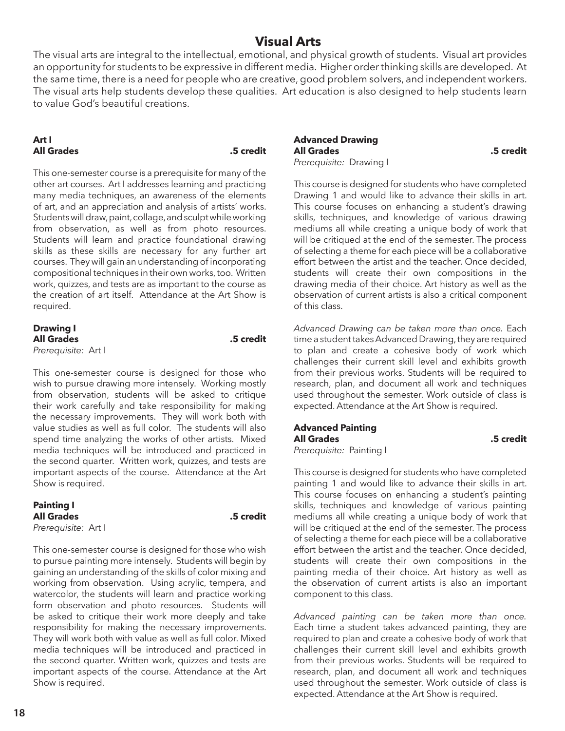# Visual Arts

The visual arts are integral to the intellectual, emotional, and physical growth of students. Visual art provides an opportunity for students to be expressive in different media. Higher order thinking skills are developed. At the same time, there is a need for people who are creative, good problem solvers, and independent workers. The visual arts help students develop these qualities. Art education is also designed to help students learn to value God's beautiful creations.

### Art I
**All Grades** **.5 credit**

This one-semester course is a prerequisite for many of the other art courses. Art I addresses learning and practicing many media techniques, an awareness of the elements of art, and an appreciation and analysis of artists' works. Students will draw, paint, collage, and sculpt while working from observation, as well as from photo resources. Students will learn and practice foundational drawing skills as these skills are necessary for any further art courses. They will gain an understanding of incorporating compositional techniques in their own works, too. Written work, quizzes, and tests are as important to the course as the creation of art itself. Attendance at the Art Show is required.

### Drawing I
**All Grades** **.5 credit**
*Prerequisite:* Art I

This one-semester course is designed for those who wish to pursue drawing more intensely. Working mostly from observation, students will be asked to critique their work carefully and take responsibility for making the necessary improvements. They will work both with value studies as well as full color. The students will also spend time analyzing the works of other artists. Mixed media techniques will be introduced and practiced in the second quarter. Written work, quizzes, and tests are important aspects of the course. Attendance at the Art Show is required.

### Painting I
**All Grades** **.5 credit**
*Prerequisite:* Art I

This one-semester course is designed for those who wish to pursue painting more intensely. Students will begin by gaining an understanding of the skills of color mixing and working from observation. Using acrylic, tempera, and watercolor, the students will learn and practice working form observation and photo resources. Students will be asked to critique their work more deeply and take responsibility for making the necessary improvements. They will work both with value as well as full color. Mixed media techniques will be introduced and practiced in the second quarter. Written work, quizzes and tests are important aspects of the course. Attendance at the Art Show is required.

### Advanced Drawing
**All Grades** **.5 credit**
*Prerequisite:* Drawing I

This course is designed for students who have completed Drawing 1 and would like to advance their skills in art. This course focuses on enhancing a student's drawing skills, techniques, and knowledge of various drawing mediums all while creating a unique body of work that will be critiqued at the end of the semester. The process of selecting a theme for each piece will be a collaborative effort between the artist and the teacher. Once decided, students will create their own compositions in the drawing media of their choice. Art history as well as the observation of current artists is also a critical component of this class.

*Advanced Drawing can be taken more than once.* Each time a student takes Advanced Drawing, they are required to plan and create a cohesive body of work which challenges their current skill level and exhibits growth from their previous works. Students will be required to research, plan, and document all work and techniques used throughout the semester. Work outside of class is expected. Attendance at the Art Show is required.

### Advanced Painting
**All Grades** **.5 credit**
*Prerequisite:* Painting I

This course is designed for students who have completed painting 1 and would like to advance their skills in art. This course focuses on enhancing a student's painting skills, techniques and knowledge of various painting mediums all while creating a unique body of work that will be critiqued at the end of the semester. The process of selecting a theme for each piece will be a collaborative effort between the artist and the teacher. Once decided, students will create their own compositions in the painting media of their choice. Art history as well as the observation of current artists is also an important component to this class.

*Advanced painting can be taken more than once.* Each time a student takes advanced painting, they are required to plan and create a cohesive body of work that challenges their current skill level and exhibits growth from their previous works. Students will be required to research, plan, and document all work and techniques used throughout the semester. Work outside of class is expected. Attendance at the Art Show is required.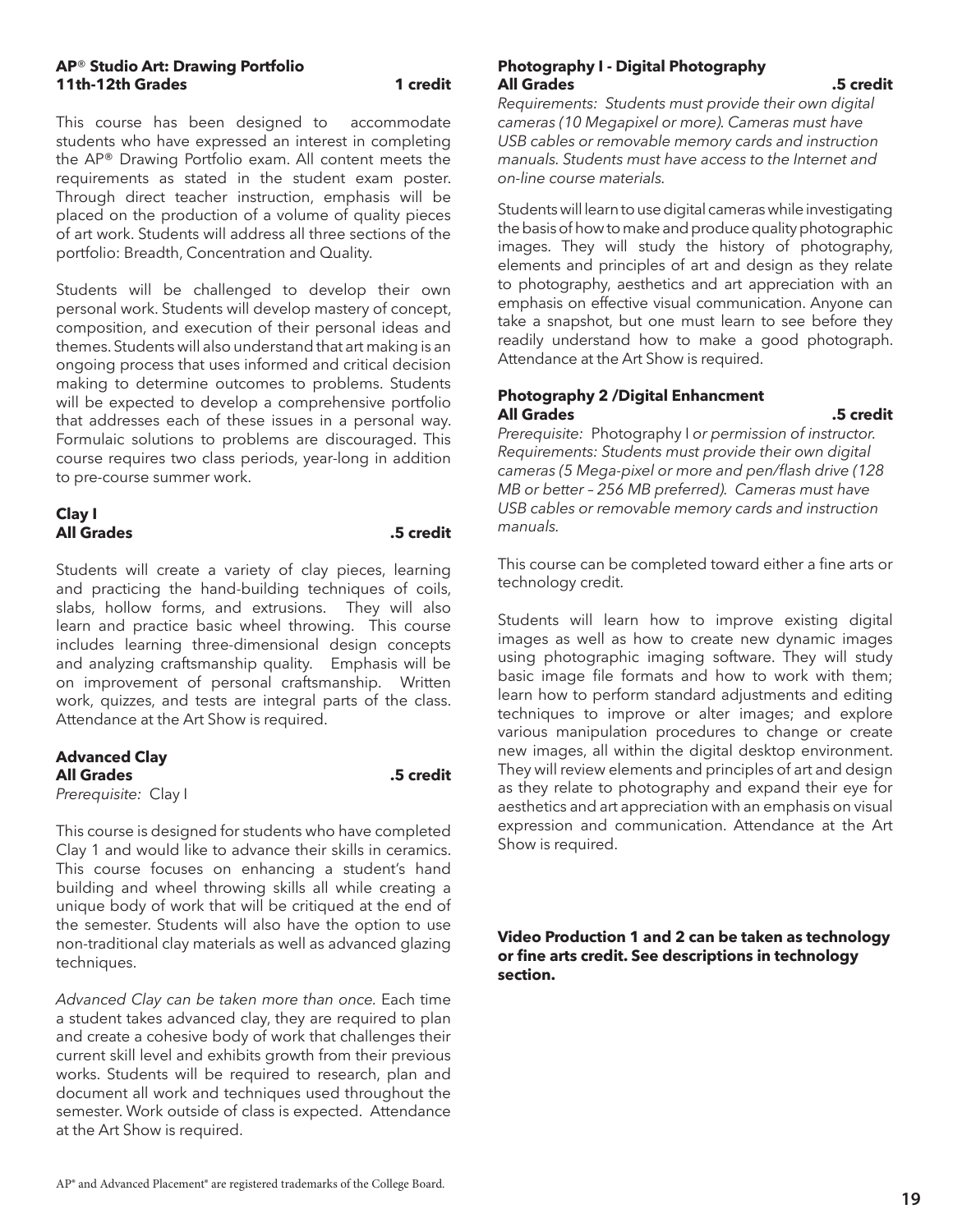### AP® Studio Art: Drawing Portfolio
**11th-12th Grades** **1 credit**

This course has been designed to accommodate students who have expressed an interest in completing the AP® Drawing Portfolio exam. All content meets the requirements as stated in the student exam poster. Through direct teacher instruction, emphasis will be placed on the production of a volume of quality pieces of art work. Students will address all three sections of the portfolio: Breadth, Concentration and Quality.

Students will be challenged to develop their own personal work. Students will develop mastery of concept, composition, and execution of their personal ideas and themes. Students will also understand that art making is an ongoing process that uses informed and critical decision making to determine outcomes to problems. Students will be expected to develop a comprehensive portfolio that addresses each of these issues in a personal way. Formulaic solutions to problems are discouraged. This course requires two class periods, year-long in addition to pre-course summer work.

### Clay I
**All Grades** **.5 credit**

Students will create a variety of clay pieces, learning and practicing the hand-building techniques of coils, slabs, hollow forms, and extrusions. They will also learn and practice basic wheel throwing. This course includes learning three-dimensional design concepts and analyzing craftsmanship quality. Emphasis will be on improvement of personal craftsmanship. Written work, quizzes, and tests are integral parts of the class. Attendance at the Art Show is required.

### Advanced Clay
**All Grades** **.5 credit**

*Prerequisite:* Clay I

This course is designed for students who have completed Clay 1 and would like to advance their skills in ceramics. This course focuses on enhancing a student's hand building and wheel throwing skills all while creating a unique body of work that will be critiqued at the end of the semester. Students will also have the option to use non-traditional clay materials as well as advanced glazing techniques.

*Advanced Clay can be taken more than once.* Each time a student takes advanced clay, they are required to plan and create a cohesive body of work that challenges their current skill level and exhibits growth from their previous works. Students will be required to research, plan and document all work and techniques used throughout the semester. Work outside of class is expected. Attendance at the Art Show is required.

### Photography I - Digital Photography
**All Grades** **.5 credit**

*Requirements: Students must provide their own digital cameras (10 Megapixel or more). Cameras must have USB cables or removable memory cards and instruction manuals. Students must have access to the Internet and on-line course materials.*

Students will learn to use digital cameras while investigating the basis of how to make and produce quality photographic images. They will study the history of photography, elements and principles of art and design as they relate to photography, aesthetics and art appreciation with an emphasis on effective visual communication. Anyone can take a snapshot, but one must learn to see before they readily understand how to make a good photograph. Attendance at the Art Show is required.

### Photography 2 /Digital Enhancment
**All Grades** **.5 credit**

*Prerequisite:* Photography I *or permission of instructor. Requirements: Students must provide their own digital cameras (5 Mega-pixel or more and pen/flash drive (128 MB or better – 256 MB preferred). Cameras must have USB cables or removable memory cards and instruction manuals.*

This course can be completed toward either a fine arts or technology credit.

Students will learn how to improve existing digital images as well as how to create new dynamic images using photographic imaging software. They will study basic image file formats and how to work with them; learn how to perform standard adjustments and editing techniques to improve or alter images; and explore various manipulation procedures to change or create new images, all within the digital desktop environment. They will review elements and principles of art and design as they relate to photography and expand their eye for aesthetics and art appreciation with an emphasis on visual expression and communication. Attendance at the Art Show is required.

**Video Production 1 and 2 can be taken as technology or fine arts credit. See descriptions in technology section.**

AP® and Advanced Placement® are registered trademarks of the College Board.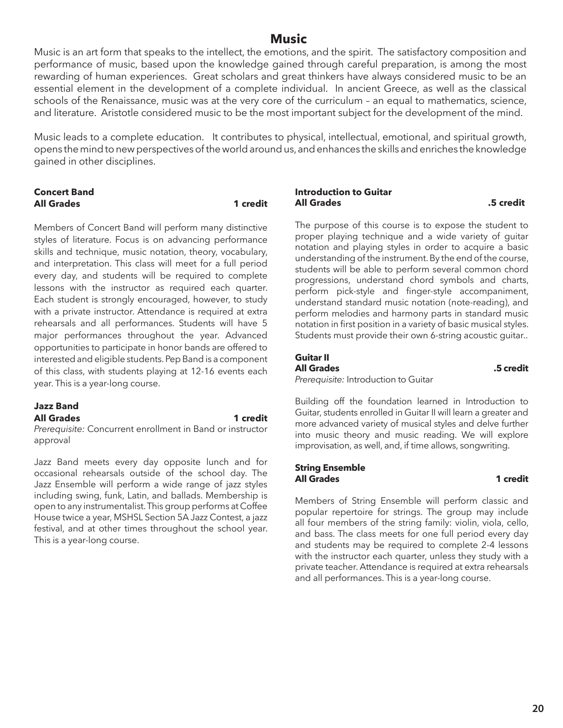# Music

Music is an art form that speaks to the intellect, the emotions, and the spirit. The satisfactory composition and performance of music, based upon the knowledge gained through careful preparation, is among the most rewarding of human experiences. Great scholars and great thinkers have always considered music to be an essential element in the development of a complete individual. In ancient Greece, as well as the classical schools of the Renaissance, music was at the very core of the curriculum – an equal to mathematics, science, and literature. Aristotle considered music to be the most important subject for the development of the mind.

Music leads to a complete education. It contributes to physical, intellectual, emotional, and spiritual growth, opens the mind to new perspectives of the world around us, and enhances the skills and enriches the knowledge gained in other disciplines.

**Concert Band**
**All Grades** **1 credit**

Members of Concert Band will perform many distinctive styles of literature. Focus is on advancing performance skills and technique, music notation, theory, vocabulary, and interpretation. This class will meet for a full period every day, and students will be required to complete lessons with the instructor as required each quarter. Each student is strongly encouraged, however, to study with a private instructor. Attendance is required at extra rehearsals and all performances. Students will have 5 major performances throughout the year. Advanced opportunities to participate in honor bands are offered to interested and eligible students. Pep Band is a component of this class, with students playing at 12-16 events each year. This is a year-long course.

**Jazz Band**
**All Grades** **1 credit**
*Prerequisite:* Concurrent enrollment in Band or instructor approval

Jazz Band meets every day opposite lunch and for occasional rehearsals outside of the school day. The Jazz Ensemble will perform a wide range of jazz styles including swing, funk, Latin, and ballads. Membership is open to any instrumentalist. This group performs at Coffee House twice a year, MSHSL Section 5A Jazz Contest, a jazz festival, and at other times throughout the school year. This is a year-long course.

**Introduction to Guitar**
**All Grades** **.5 credit**

The purpose of this course is to expose the student to proper playing technique and a wide variety of guitar notation and playing styles in order to acquire a basic understanding of the instrument. By the end of the course, students will be able to perform several common chord progressions, understand chord symbols and charts, perform pick-style and finger-style accompaniment, understand standard music notation (note-reading), and perform melodies and harmony parts in standard music notation in first position in a variety of basic musical styles. Students must provide their own 6-string acoustic guitar..

**Guitar II**
**All Grades** **.5 credit**
*Prerequisite:* Introduction to Guitar

Building off the foundation learned in Introduction to Guitar, students enrolled in Guitar II will learn a greater and more advanced variety of musical styles and delve further into music theory and music reading. We will explore improvisation, as well, and, if time allows, songwriting.

**String Ensemble**
**All Grades** **1 credit**

Members of String Ensemble will perform classic and popular repertoire for strings. The group may include all four members of the string family: violin, viola, cello, and bass. The class meets for one full period every day and students may be required to complete 2-4 lessons with the instructor each quarter, unless they study with a private teacher. Attendance is required at extra rehearsals and all performances. This is a year-long course.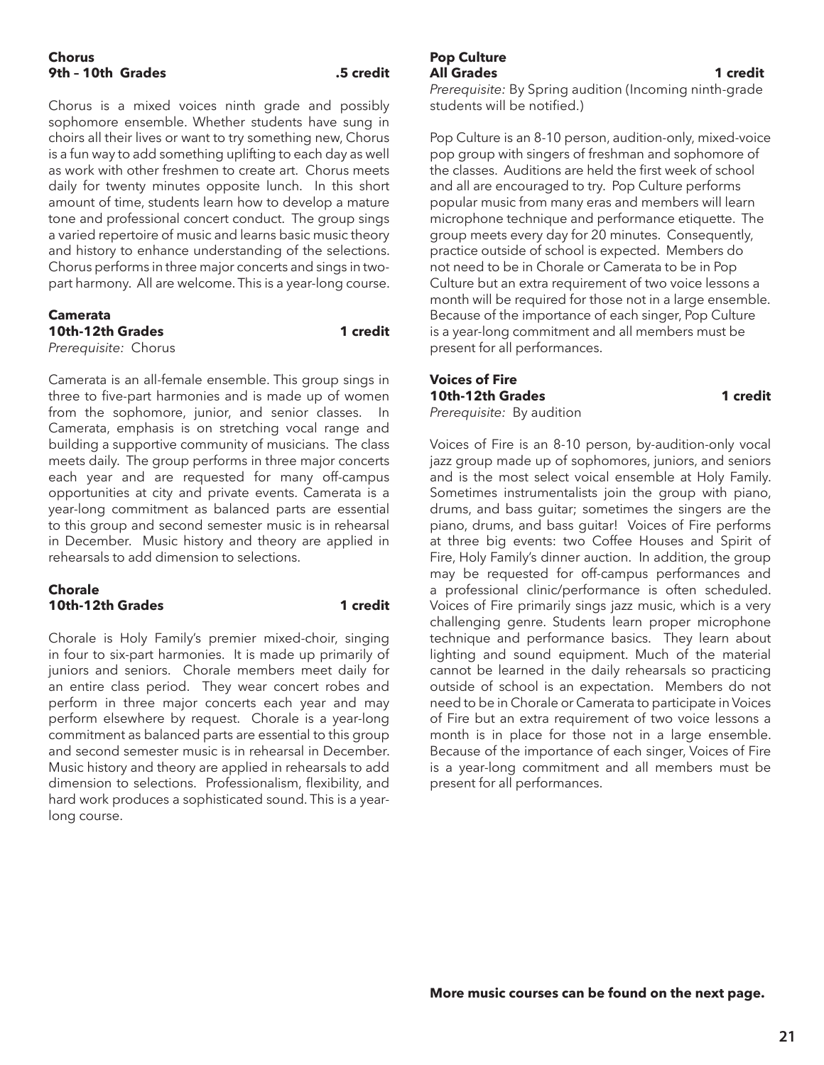### Chorus

**9th – 10th Grades** **.5 credit**

Chorus is a mixed voices ninth grade and possibly sophomore ensemble. Whether students have sung in choirs all their lives or want to try something new, Chorus is a fun way to add something uplifting to each day as well as work with other freshmen to create art. Chorus meets daily for twenty minutes opposite lunch. In this short amount of time, students learn how to develop a mature tone and professional concert conduct. The group sings a varied repertoire of music and learns basic music theory and history to enhance understanding of the selections. Chorus performs in three major concerts and sings in two-part harmony. All are welcome. This is a year-long course.

### Camerata

**10th-12th Grades** **1 credit**

*Prerequisite:* Chorus

Camerata is an all-female ensemble. This group sings in three to five-part harmonies and is made up of women from the sophomore, junior, and senior classes. In Camerata, emphasis is on stretching vocal range and building a supportive community of musicians. The class meets daily. The group performs in three major concerts each year and are requested for many off-campus opportunities at city and private events. Camerata is a year-long commitment as balanced parts are essential to this group and second semester music is in rehearsal in December. Music history and theory are applied in rehearsals to add dimension to selections.

### Chorale

**10th-12th Grades** **1 credit**

Chorale is Holy Family's premier mixed-choir, singing in four to six-part harmonies. It is made up primarily of juniors and seniors. Chorale members meet daily for an entire class period. They wear concert robes and perform in three major concerts each year and may perform elsewhere by request. Chorale is a year-long commitment as balanced parts are essential to this group and second semester music is in rehearsal in December. Music history and theory are applied in rehearsals to add dimension to selections. Professionalism, flexibility, and hard work produces a sophisticated sound. This is a year-long course.

### Pop Culture

**All Grades** **1 credit**

*Prerequisite:* By Spring audition (Incoming ninth-grade students will be notified.)

Pop Culture is an 8-10 person, audition-only, mixed-voice pop group with singers of freshman and sophomore of the classes. Auditions are held the first week of school and all are encouraged to try. Pop Culture performs popular music from many eras and members will learn microphone technique and performance etiquette. The group meets every day for 20 minutes. Consequently, practice outside of school is expected. Members do not need to be in Chorale or Camerata to be in Pop Culture but an extra requirement of two voice lessons a month will be required for those not in a large ensemble. Because of the importance of each singer, Pop Culture is a year-long commitment and all members must be present for all performances.

### Voices of Fire

**10th-12th Grades** **1 credit**

*Prerequisite:* By audition

Voices of Fire is an 8-10 person, by-audition-only vocal jazz group made up of sophomores, juniors, and seniors and is the most select voical ensemble at Holy Family. Sometimes instrumentalists join the group with piano, drums, and bass guitar; sometimes the singers are the piano, drums, and bass guitar! Voices of Fire performs at three big events: two Coffee Houses and Spirit of Fire, Holy Family's dinner auction. In addition, the group may be requested for off-campus performances and a professional clinic/performance is often scheduled. Voices of Fire primarily sings jazz music, which is a very challenging genre. Students learn proper microphone technique and performance basics. They learn about lighting and sound equipment. Much of the material cannot be learned in the daily rehearsals so practicing outside of school is an expectation. Members do not need to be in Chorale or Camerata to participate in Voices of Fire but an extra requirement of two voice lessons a month is in place for those not in a large ensemble. Because of the importance of each singer, Voices of Fire is a year-long commitment and all members must be present for all performances.

**More music courses can be found on the next page.**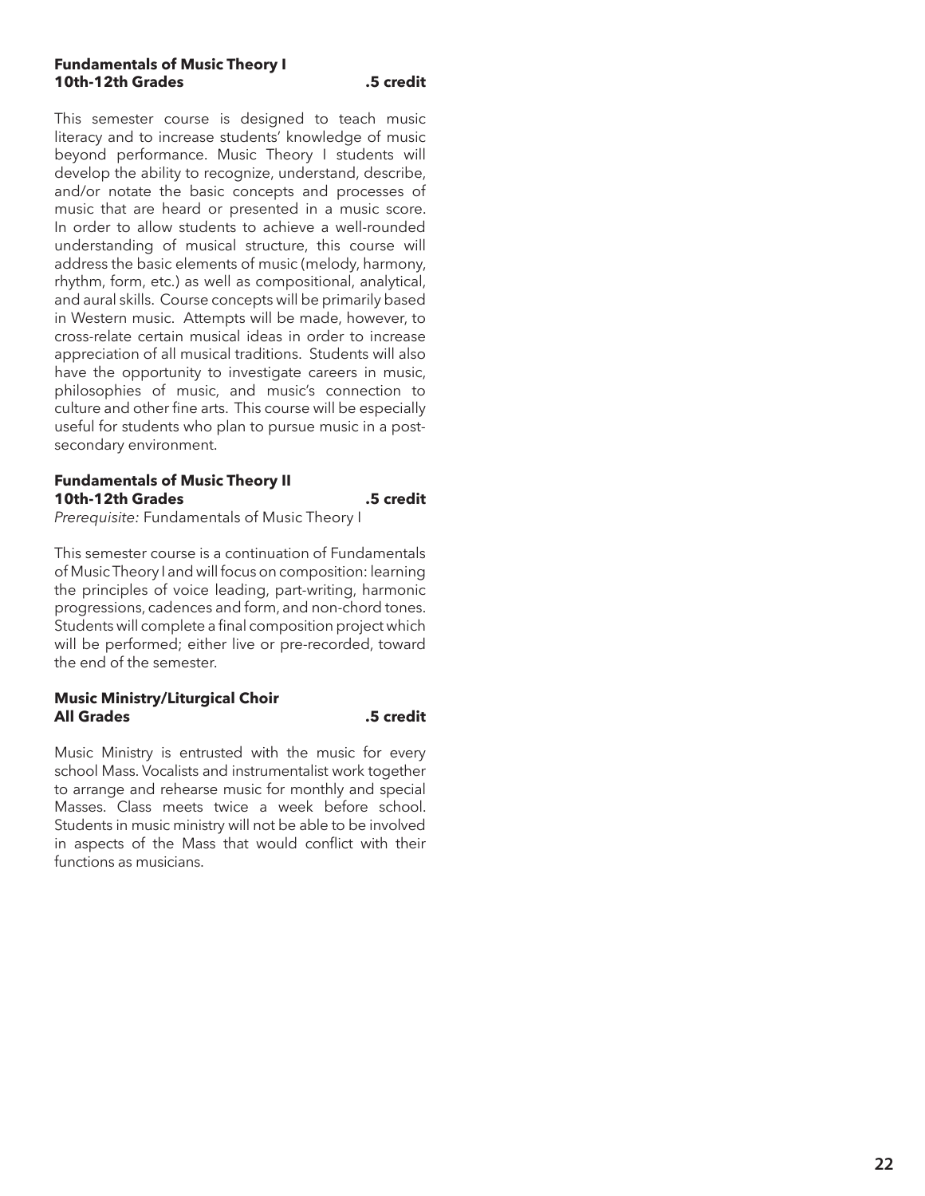**Fundamentals of Music Theory I**
**10th-12th Grades** **.5 credit**

This semester course is designed to teach music literacy and to increase students' knowledge of music beyond performance. Music Theory I students will develop the ability to recognize, understand, describe, and/or notate the basic concepts and processes of music that are heard or presented in a music score. In order to allow students to achieve a well-rounded understanding of musical structure, this course will address the basic elements of music (melody, harmony, rhythm, form, etc.) as well as compositional, analytical, and aural skills. Course concepts will be primarily based in Western music. Attempts will be made, however, to cross-relate certain musical ideas in order to increase appreciation of all musical traditions. Students will also have the opportunity to investigate careers in music, philosophies of music, and music's connection to culture and other fine arts. This course will be especially useful for students who plan to pursue music in a post-secondary environment.

**Fundamentals of Music Theory II**
**10th-12th Grades** **.5 credit**
*Prerequisite:* Fundamentals of Music Theory I

This semester course is a continuation of Fundamentals of Music Theory I and will focus on composition: learning the principles of voice leading, part-writing, harmonic progressions, cadences and form, and non-chord tones. Students will complete a final composition project which will be performed; either live or pre-recorded, toward the end of the semester.

**Music Ministry/Liturgical Choir**
**All Grades** **.5 credit**

Music Ministry is entrusted with the music for every school Mass. Vocalists and instrumentalist work together to arrange and rehearse music for monthly and special Masses. Class meets twice a week before school. Students in music ministry will not be able to be involved in aspects of the Mass that would conflict with their functions as musicians.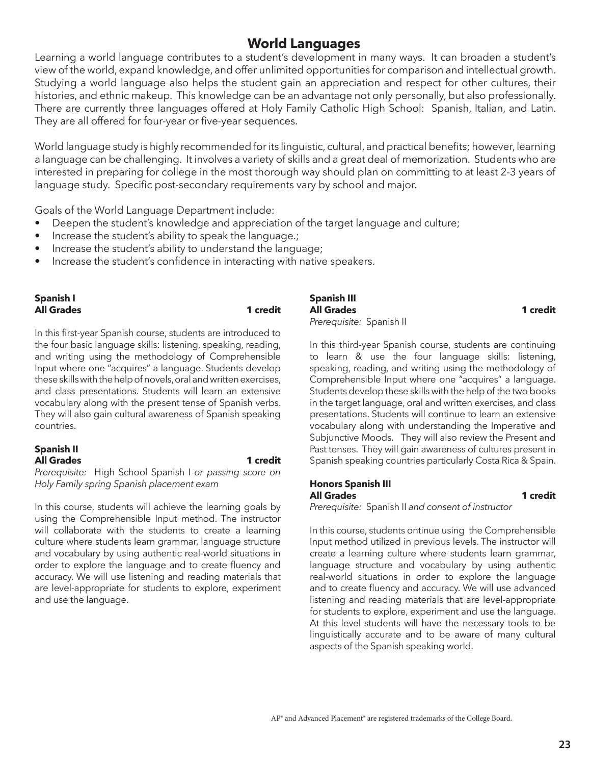# World Languages

Learning a world language contributes to a student's development in many ways. It can broaden a student's view of the world, expand knowledge, and offer unlimited opportunities for comparison and intellectual growth. Studying a world language also helps the student gain an appreciation and respect for other cultures, their histories, and ethnic makeup. This knowledge can be an advantage not only personally, but also professionally. There are currently three languages offered at Holy Family Catholic High School: Spanish, Italian, and Latin. They are all offered for four-year or five-year sequences.

World language study is highly recommended for its linguistic, cultural, and practical benefits; however, learning a language can be challenging. It involves a variety of skills and a great deal of memorization. Students who are interested in preparing for college in the most thorough way should plan on committing to at least 2-3 years of language study. Specific post-secondary requirements vary by school and major.

Goals of the World Language Department include:

- Deepen the student's knowledge and appreciation of the target language and culture;
- Increase the student's ability to speak the language.;
- Increase the student's ability to understand the language;
- Increase the student's confidence in interacting with native speakers.

**Spanish I**
**All Grades** **1 credit**

In this first-year Spanish course, students are introduced to the four basic language skills: listening, speaking, reading, and writing using the methodology of Comprehensible Input where one "acquires" a language. Students develop these skills with the help of novels, oral and written exercises, and class presentations. Students will learn an extensive vocabulary along with the present tense of Spanish verbs. They will also gain cultural awareness of Spanish speaking countries.

**Spanish II**
**All Grades** **1 credit**
*Prerequisite:* High School Spanish I *or passing score on Holy Family spring Spanish placement exam*

In this course, students will achieve the learning goals by using the Comprehensible Input method. The instructor will collaborate with the students to create a learning culture where students learn grammar, language structure and vocabulary by using authentic real-world situations in order to explore the language and to create fluency and accuracy. We will use listening and reading materials that are level-appropriate for students to explore, experiment and use the language.

**Spanish III**
**All Grades** **1 credit**
*Prerequisite:* Spanish II

In this third-year Spanish course, students are continuing to learn & use the four language skills: listening, speaking, reading, and writing using the methodology of Comprehensible Input where one "acquires" a language. Students develop these skills with the help of the two books in the target language, oral and written exercises, and class presentations. Students will continue to learn an extensive vocabulary along with understanding the Imperative and Subjunctive Moods. They will also review the Present and Past tenses. They will gain awareness of cultures present in Spanish speaking countries particularly Costa Rica & Spain.

**Honors Spanish III**
**All Grades** **1 credit**
*Prerequisite:* Spanish II *and consent of instructor*

In this course, students ontinue using the Comprehensible Input method utilized in previous levels. The instructor will create a learning culture where students learn grammar, language structure and vocabulary by using authentic real-world situations in order to explore the language and to create fluency and accuracy. We will use advanced listening and reading materials that are level-appropriate for students to explore, experiment and use the language. At this level students will have the necessary tools to be linguistically accurate and to be aware of many cultural aspects of the Spanish speaking world.

AP® and Advanced Placement® are registered trademarks of the College Board.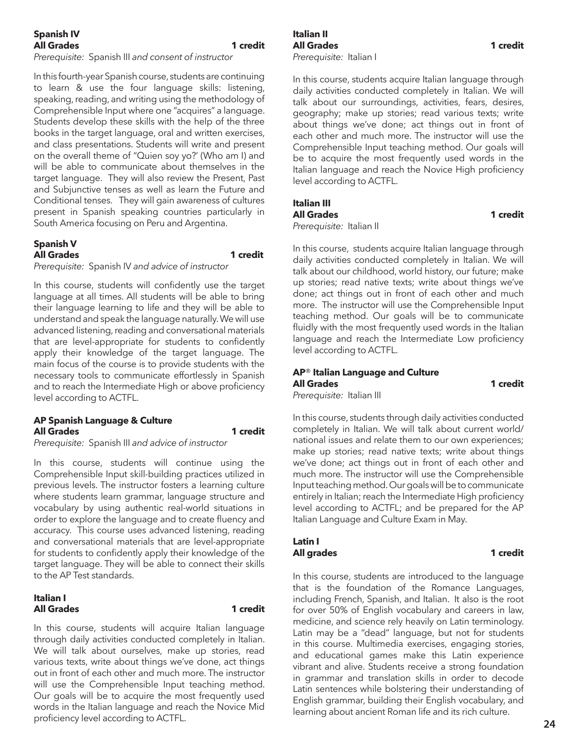### Spanish IV

**All Grades** **1 credit**

*Prerequisite:* Spanish III *and consent of instructor*

In this fourth-year Spanish course, students are continuing to learn & use the four language skills: listening, speaking, reading, and writing using the methodology of Comprehensible Input where one "acquires" a language. Students develop these skills with the help of the three books in the target language, oral and written exercises, and class presentations. Students will write and present on the overall theme of "Quien soy yo?' (Who am I) and will be able to communicate about themselves in the target language. They will also review the Present, Past and Subjunctive tenses as well as learn the Future and Conditional tenses. They will gain awareness of cultures present in Spanish speaking countries particularly in South America focusing on Peru and Argentina.

### Spanish V

**All Grades** **1 credit**

*Prerequisite:* Spanish IV *and advice of instructor*

In this course, students will confidently use the target language at all times. All students will be able to bring their language learning to life and they will be able to understand and speak the language naturally. We will use advanced listening, reading and conversational materials that are level-appropriate for students to confidently apply their knowledge of the target language. The main focus of the course is to provide students with the necessary tools to communicate effortlessly in Spanish and to reach the Intermediate High or above proficiency level according to ACTFL.

### AP Spanish Language & Culture

**All Grades** **1 credit**

*Prerequisite:* Spanish III *and advice of instructor*

In this course, students will continue using the Comprehensible Input skill-building practices utilized in previous levels. The instructor fosters a learning culture where students learn grammar, language structure and vocabulary by using authentic real-world situations in order to explore the language and to create fluency and accuracy. This course uses advanced listening, reading and conversational materials that are level-appropriate for students to confidently apply their knowledge of the target language. They will be able to connect their skills to the AP Test standards.

### Italian I

**All Grades** **1 credit**

In this course, students will acquire Italian language through daily activities conducted completely in Italian. We will talk about ourselves, make up stories, read various texts, write about things we've done, act things out in front of each other and much more. The instructor will use the Comprehensible Input teaching method. Our goals will be to acquire the most frequently used words in the Italian language and reach the Novice Mid proficiency level according to ACTFL.

### Italian II

**All Grades** **1 credit**

*Prerequisite:* Italian I

In this course, students acquire Italian language through daily activities conducted completely in Italian. We will talk about our surroundings, activities, fears, desires, geography; make up stories; read various texts; write about things we've done; act things out in front of each other and much more. The instructor will use the Comprehensible Input teaching method. Our goals will be to acquire the most frequently used words in the Italian language and reach the Novice High proficiency level according to ACTFL.

### Italian III

**All Grades** **1 credit**

*Prerequisite:* Italian II

In this course, students acquire Italian language through daily activities conducted completely in Italian. We will talk about our childhood, world history, our future; make up stories; read native texts; write about things we've done; act things out in front of each other and much more. The instructor will use the Comprehensible Input teaching method. Our goals will be to communicate fluidly with the most frequently used words in the Italian language and reach the Intermediate Low proficiency level according to ACTFL.

### AP® Italian Language and Culture

**All Grades** **1 credit**

*Prerequisite:* Italian III

In this course, students through daily activities conducted completely in Italian. We will talk about current world/ national issues and relate them to our own experiences; make up stories; read native texts; write about things we've done; act things out in front of each other and much more. The instructor will use the Comprehensible Input teaching method. Our goals will be to communicate entirely in Italian; reach the Intermediate High proficiency level according to ACTFL; and be prepared for the AP Italian Language and Culture Exam in May.

### Latin I

**All grades** **1 credit**

In this course, students are introduced to the language that is the foundation of the Romance Languages, including French, Spanish, and Italian. It also is the root for over 50% of English vocabulary and careers in law, medicine, and science rely heavily on Latin terminology. Latin may be a "dead" language, but not for students in this course. Multimedia exercises, engaging stories, and educational games make this Latin experience vibrant and alive. Students receive a strong foundation in grammar and translation skills in order to decode Latin sentences while bolstering their understanding of English grammar, building their English vocabulary, and learning about ancient Roman life and its rich culture.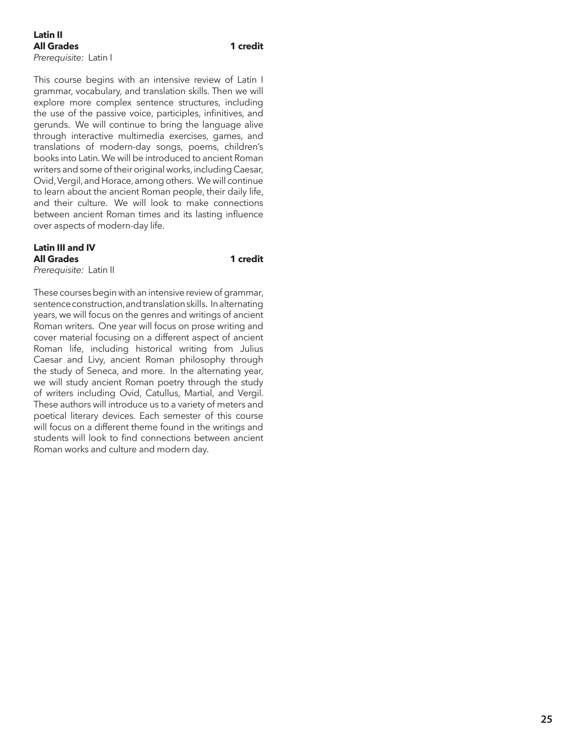### Latin II

**All Grades** **1 credit**

*Prerequisite:* Latin I

This course begins with an intensive review of Latin I grammar, vocabulary, and translation skills. Then we will explore more complex sentence structures, including the use of the passive voice, participles, infinitives, and gerunds. We will continue to bring the language alive through interactive multimedia exercises, games, and translations of modern-day songs, poems, children's books into Latin. We will be introduced to ancient Roman writers and some of their original works, including Caesar, Ovid, Vergil, and Horace, among others. We will continue to learn about the ancient Roman people, their daily life, and their culture. We will look to make connections between ancient Roman times and its lasting influence over aspects of modern-day life.

### Latin III and IV

**All Grades** **1 credit**

*Prerequisite:* Latin II

These courses begin with an intensive review of grammar, sentence construction, and translation skills. In alternating years, we will focus on the genres and writings of ancient Roman writers. One year will focus on prose writing and cover material focusing on a different aspect of ancient Roman life, including historical writing from Julius Caesar and Livy, ancient Roman philosophy through the study of Seneca, and more. In the alternating year, we will study ancient Roman poetry through the study of writers including Ovid, Catullus, Martial, and Vergil. These authors will introduce us to a variety of meters and poetical literary devices. Each semester of this course will focus on a different theme found in the writings and students will look to find connections between ancient Roman works and culture and modern day.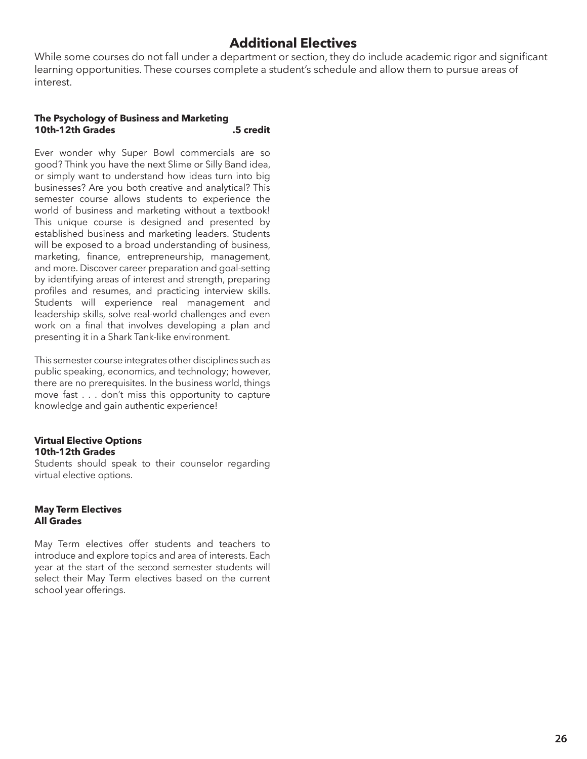# Additional Electives

While some courses do not fall under a department or section, they do include academic rigor and significant learning opportunities. These courses complete a student's schedule and allow them to pursue areas of interest.

**The Psychology of Business and Marketing**
**10th-12th Grades** **.5 credit**

Ever wonder why Super Bowl commercials are so good? Think you have the next Slime or Silly Band idea, or simply want to understand how ideas turn into big businesses? Are you both creative and analytical? This semester course allows students to experience the world of business and marketing without a textbook! This unique course is designed and presented by established business and marketing leaders. Students will be exposed to a broad understanding of business, marketing, finance, entrepreneurship, management, and more. Discover career preparation and goal-setting by identifying areas of interest and strength, preparing profiles and resumes, and practicing interview skills. Students will experience real management and leadership skills, solve real-world challenges and even work on a final that involves developing a plan and presenting it in a Shark Tank-like environment.

This semester course integrates other disciplines such as public speaking, economics, and technology; however, there are no prerequisites. In the business world, things move fast . . . don't miss this opportunity to capture knowledge and gain authentic experience!

**Virtual Elective Options**
**10th-12th Grades**

Students should speak to their counselor regarding virtual elective options.

**May Term Electives**
**All Grades**

May Term electives offer students and teachers to introduce and explore topics and area of interests. Each year at the start of the second semester students will select their May Term electives based on the current school year offerings.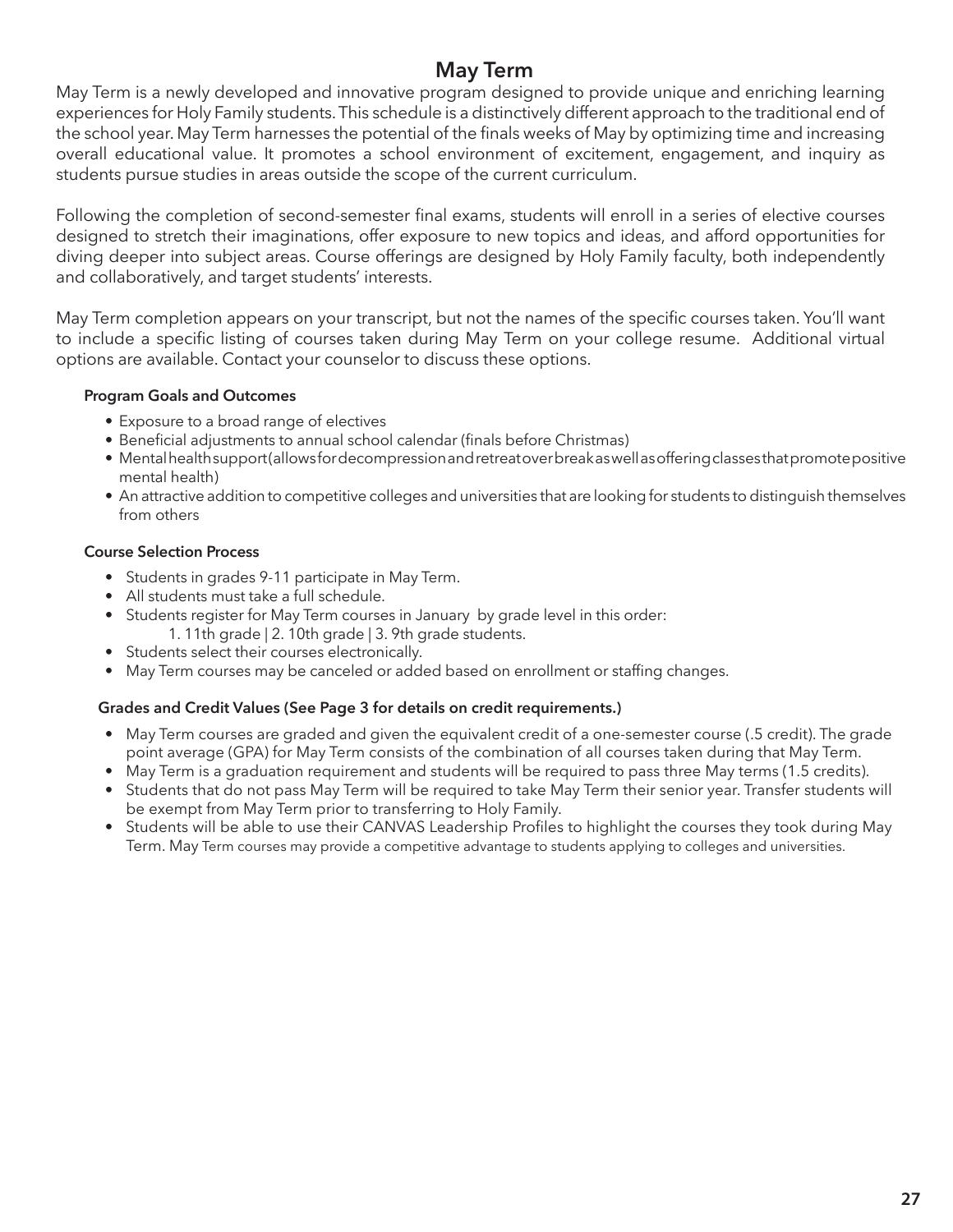# May Term

May Term is a newly developed and innovative program designed to provide unique and enriching learning experiences for Holy Family students. This schedule is a distinctively different approach to the traditional end of the school year. May Term harnesses the potential of the finals weeks of May by optimizing time and increasing overall educational value. It promotes a school environment of excitement, engagement, and inquiry as students pursue studies in areas outside the scope of the current curriculum.

Following the completion of second-semester final exams, students will enroll in a series of elective courses designed to stretch their imaginations, offer exposure to new topics and ideas, and afford opportunities for diving deeper into subject areas. Course offerings are designed by Holy Family faculty, both independently and collaboratively, and target students' interests.

May Term completion appears on your transcript, but not the names of the specific courses taken. You'll want to include a specific listing of courses taken during May Term on your college resume. Additional virtual options are available. Contact your counselor to discuss these options.

### Program Goals and Outcomes

- Exposure to a broad range of electives
- Beneficial adjustments to annual school calendar (finals before Christmas)
- Mental health support (allows for decompression and retreat over break as well as offering classes that promote positive mental health)
- An attractive addition to competitive colleges and universities that are looking for students to distinguish themselves from others

### Course Selection Process

- Students in grades 9-11 participate in May Term.
- All students must take a full schedule.
- Students register for May Term courses in January by grade level in this order:
  1. 11th grade | 2. 10th grade | 3. 9th grade students.
- Students select their courses electronically.
- May Term courses may be canceled or added based on enrollment or staffing changes.

### Grades and Credit Values (See Page 3 for details on credit requirements.)

- May Term courses are graded and given the equivalent credit of a one-semester course (.5 credit). The grade point average (GPA) for May Term consists of the combination of all courses taken during that May Term.
- May Term is a graduation requirement and students will be required to pass three May terms (1.5 credits).
- Students that do not pass May Term will be required to take May Term their senior year. Transfer students will be exempt from May Term prior to transferring to Holy Family.
- Students will be able to use their CANVAS Leadership Profiles to highlight the courses they took during May Term. May Term courses may provide a competitive advantage to students applying to colleges and universities.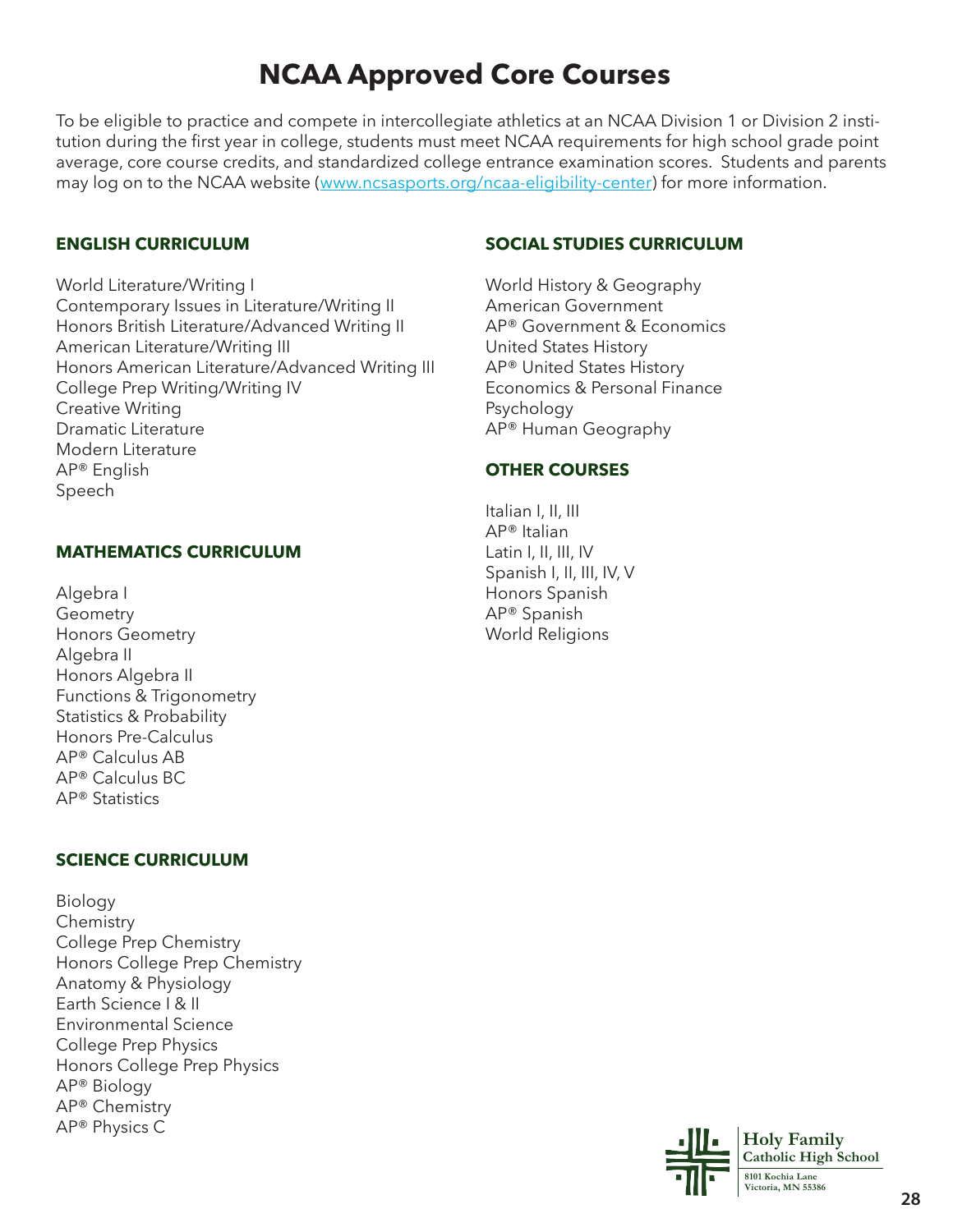# NCAA Approved Core Courses

To be eligible to practice and compete in intercollegiate athletics at an NCAA Division 1 or Division 2 institution during the first year in college, students must meet NCAA requirements for high school grade point average, core course credits, and standardized college entrance examination scores. Students and parents may log on to the NCAA website (www.ncsasports.org/ncaa-eligibility-center) for more information.

### ENGLISH CURRICULUM

World Literature/Writing I
Contemporary Issues in Literature/Writing II
Honors British Literature/Advanced Writing II
American Literature/Writing III
Honors American Literature/Advanced Writing III
College Prep Writing/Writing IV
Creative Writing
Dramatic Literature
Modern Literature
AP® English
Speech

### MATHEMATICS CURRICULUM

Algebra I
Geometry
Honors Geometry
Algebra II
Honors Algebra II
Functions & Trigonometry
Statistics & Probability
Honors Pre-Calculus
AP® Calculus AB
AP® Calculus BC
AP® Statistics

### SCIENCE CURRICULUM

Biology
Chemistry
College Prep Chemistry
Honors College Prep Chemistry
Anatomy & Physiology
Earth Science I & II
Environmental Science
College Prep Physics
Honors College Prep Physics
AP® Biology
AP® Chemistry
AP® Physics C

### SOCIAL STUDIES CURRICULUM

World History & Geography
American Government
AP® Government & Economics
United States History
AP® United States History
Economics & Personal Finance
Psychology
AP® Human Geography

### OTHER COURSES

Italian I, II, III
AP® Italian
Latin I, II, III, IV
Spanish I, II, III, IV, V
Honors Spanish
AP® Spanish
World Religions

Holy Family Catholic High School
8101 Kochia Lane
Victoria, MN 55386